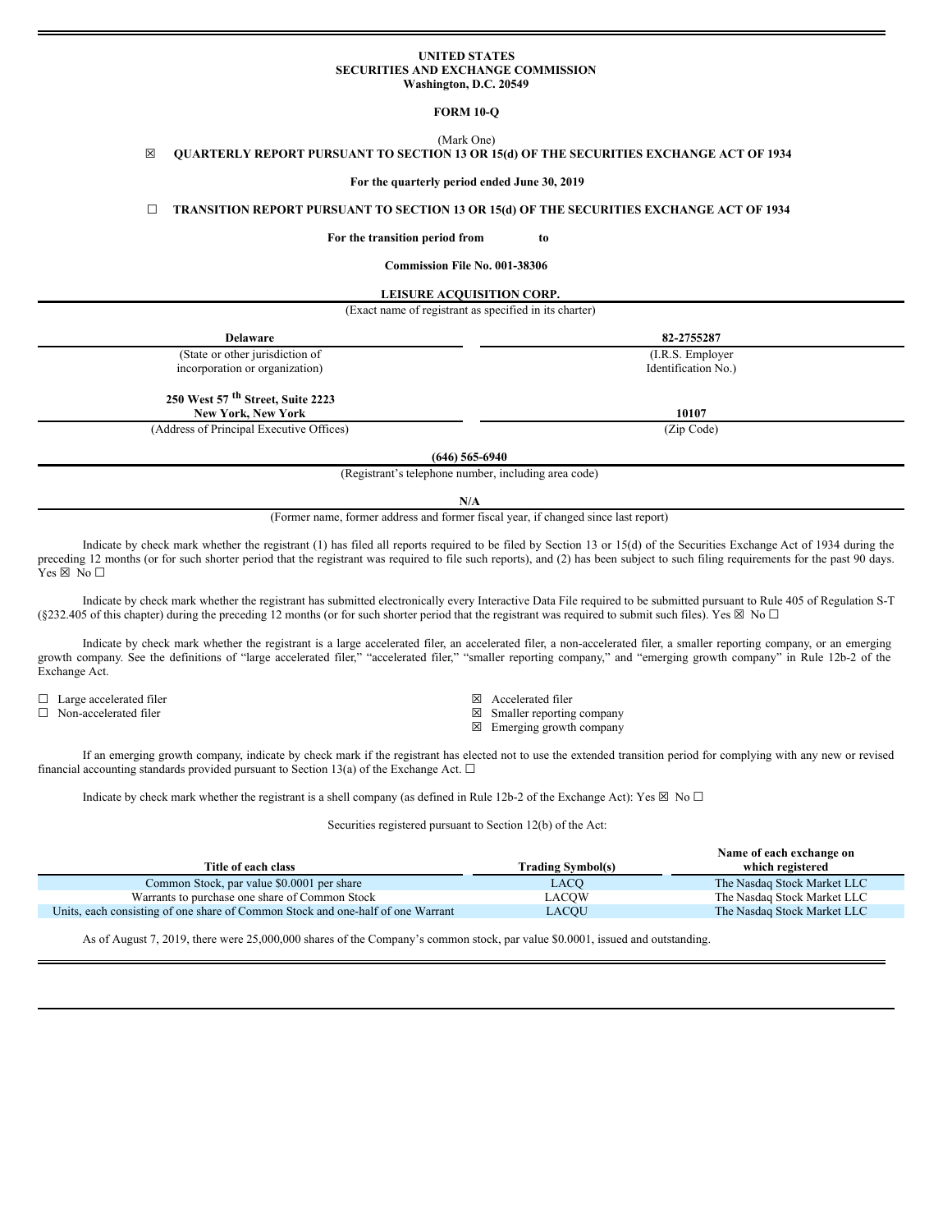**UNITED STATES**
**SECURITIES AND EXCHANGE COMMISSION**
**Washington, D.C. 20549**

**FORM 10-Q**

(Mark One)

☒ **QUARTERLY REPORT PURSUANT TO SECTION 13 OR 15(d) OF THE SECURITIES EXCHANGE ACT OF 1934**

**For the quarterly period ended June 30, 2019**

☐ **TRANSITION REPORT PURSUANT TO SECTION 13 OR 15(d) OF THE SECURITIES EXCHANGE ACT OF 1934**

**For the transition period from to**

**Commission File No. 001-38306**

**LEISURE ACQUISITION CORP.**

(Exact name of registrant as specified in its charter)

| **Delaware** | **82-2755287** |
|---|---|
| (State or other jurisdiction of incorporation or organization) | (I.R.S. Employer Identification No.) |
| **250 West 57 th Street, Suite 2223 New York, New York** | **10107** |
| (Address of Principal Executive Offices) | (Zip Code) |

**(646) 565-6940**

(Registrant's telephone number, including area code)

**N/A**

(Former name, former address and former fiscal year, if changed since last report)

Indicate by check mark whether the registrant (1) has filed all reports required to be filed by Section 13 or 15(d) of the Securities Exchange Act of 1934 during the preceding 12 months (or for such shorter period that the registrant was required to file such reports), and (2) has been subject to such filing requirements for the past 90 days. Yes ☒ No ☐

Indicate by check mark whether the registrant has submitted electronically every Interactive Data File required to be submitted pursuant to Rule 405 of Regulation S-T (§232.405 of this chapter) during the preceding 12 months (or for such shorter period that the registrant was required to submit such files). Yes ☒ No ☐

Indicate by check mark whether the registrant is a large accelerated filer, an accelerated filer, a non-accelerated filer, a smaller reporting company, or an emerging growth company. See the definitions of "large accelerated filer," "accelerated filer," "smaller reporting company," and "emerging growth company" in Rule 12b-2 of the Exchange Act.

| | |
|---|---|
| ☐ Large accelerated filer | ☒ Accelerated filer |
| ☐ Non-accelerated filer | ☒ Smaller reporting company |
| | ☒ Emerging growth company |

If an emerging growth company, indicate by check mark if the registrant has elected not to use the extended transition period for complying with any new or revised financial accounting standards provided pursuant to Section 13(a) of the Exchange Act. ☐

Indicate by check mark whether the registrant is a shell company (as defined in Rule 12b-2 of the Exchange Act): Yes ☒ No ☐

Securities registered pursuant to Section 12(b) of the Act:

| Title of each class | Trading Symbol(s) | Name of each exchange on which registered |
|---|---|---|
| Common Stock, par value $0.0001 per share | LACQ | The Nasdaq Stock Market LLC |
| Warrants to purchase one share of Common Stock | LACQW | The Nasdaq Stock Market LLC |
| Units, each consisting of one share of Common Stock and one-half of one Warrant | LACQU | The Nasdaq Stock Market LLC |

As of August 7, 2019, there were 25,000,000 shares of the Company's common stock, par value $0.0001, issued and outstanding.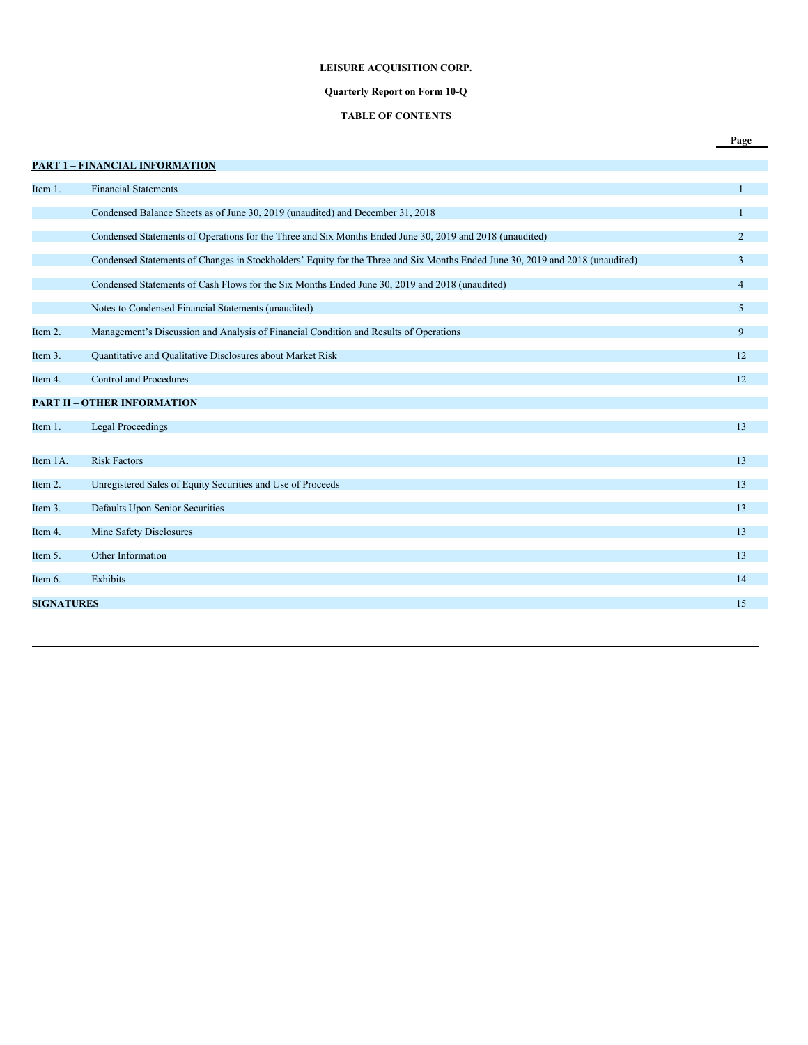**LEISURE ACQUISITION CORP.**

**Quarterly Report on Form 10-Q**

**TABLE OF CONTENTS**

| | | Page |
|---|---|---|
| **PART 1 – FINANCIAL INFORMATION** | | |
| Item 1. | Financial Statements | 1 |
| | Condensed Balance Sheets as of June 30, 2019 (unaudited) and December 31, 2018 | 1 |
| | Condensed Statements of Operations for the Three and Six Months Ended June 30, 2019 and 2018 (unaudited) | 2 |
| | Condensed Statements of Changes in Stockholders' Equity for the Three and Six Months Ended June 30, 2019 and 2018 (unaudited) | 3 |
| | Condensed Statements of Cash Flows for the Six Months Ended June 30, 2019 and 2018 (unaudited) | 4 |
| | Notes to Condensed Financial Statements (unaudited) | 5 |
| Item 2. | Management's Discussion and Analysis of Financial Condition and Results of Operations | 9 |
| Item 3. | Quantitative and Qualitative Disclosures about Market Risk | 12 |
| Item 4. | Control and Procedures | 12 |
| **PART II – OTHER INFORMATION** | | |
| Item 1. | Legal Proceedings | 13 |
| Item 1A. | Risk Factors | 13 |
| Item 2. | Unregistered Sales of Equity Securities and Use of Proceeds | 13 |
| Item 3. | Defaults Upon Senior Securities | 13 |
| Item 4. | Mine Safety Disclosures | 13 |
| Item 5. | Other Information | 13 |
| Item 6. | Exhibits | 14 |
| **SIGNATURES** | | 15 |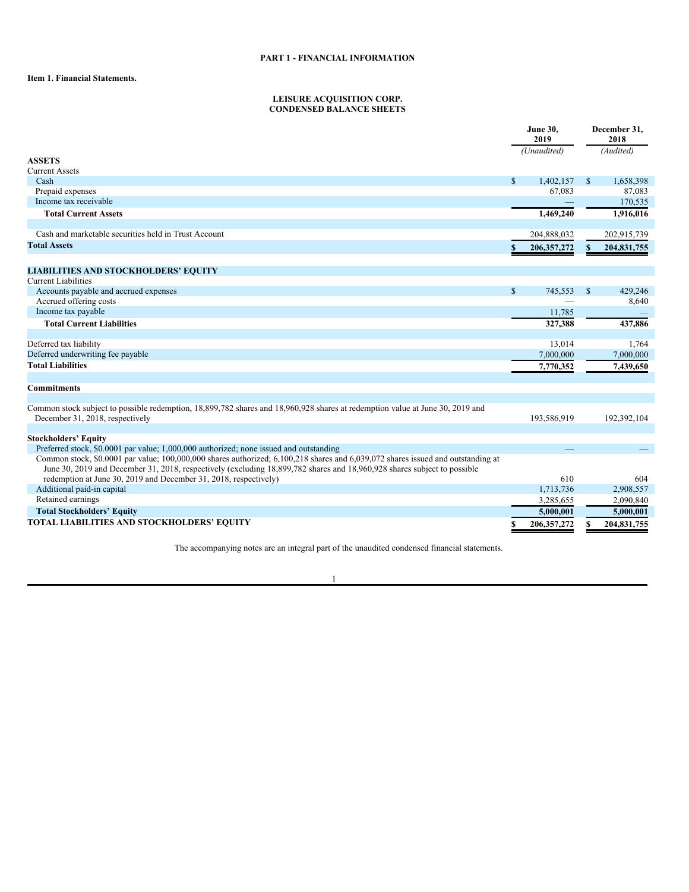# PART 1 - FINANCIAL INFORMATION

## Item 1. Financial Statements.

### LEISURE ACQUISITION CORP.
### CONDENSED BALANCE SHEETS

| | June 30, 2019 | December 31, 2018 |
|---|---|---|
| | *(Unaudited)* | *(Audited)* |
| **ASSETS** | | |
| Current Assets | | |
| Cash | $ 1,402,157 | $ 1,658,398 |
| Prepaid expenses | 67,083 | 87,083 |
| Income tax receivable | — | 170,535 |
| **Total Current Assets** | **1,469,240** | **1,916,016** |
| | | |
| Cash and marketable securities held in Trust Account | 204,888,032 | 202,915,739 |
| **Total Assets** | **$ 206,357,272** | **$ 204,831,755** |
| | | |
| **LIABILITIES AND STOCKHOLDERS' EQUITY** | | |
| Current Liabilities | | |
| Accounts payable and accrued expenses | $ 745,553 | $ 429,246 |
| Accrued offering costs | — | 8,640 |
| Income tax payable | 11,785 | — |
| **Total Current Liabilities** | **327,388** | **437,886** |
| | | |
| Deferred tax liability | 13,014 | 1,764 |
| Deferred underwriting fee payable | 7,000,000 | 7,000,000 |
| **Total Liabilities** | **7,770,352** | **7,439,650** |
| | | |
| **Commitments** | | |
| | | |
| Common stock subject to possible redemption, 18,899,782 shares and 18,960,928 shares at redemption value at June 30, 2019 and December 31, 2018, respectively | 193,586,919 | 192,392,104 |
| | | |
| **Stockholders' Equity** | | |
| Preferred stock, $0.0001 par value; 1,000,000 authorized; none issued and outstanding | — | — |
| Common stock, $0.0001 par value; 100,000,000 shares authorized; 6,100,218 shares and 6,039,072 shares issued and outstanding at June 30, 2019 and December 31, 2018, respectively (excluding 18,899,782 shares and 18,960,928 shares subject to possible redemption at June 30, 2019 and December 31, 2018, respectively) | 610 | 604 |
| Additional paid-in capital | 1,713,736 | 2,908,557 |
| Retained earnings | 3,285,655 | 2,090,840 |
| **Total Stockholders' Equity** | **5,000,001** | **5,000,001** |
| **TOTAL LIABILITIES AND STOCKHOLDERS' EQUITY** | **$ 206,357,272** | **$ 204,831,755** |

The accompanying notes are an integral part of the unaudited condensed financial statements.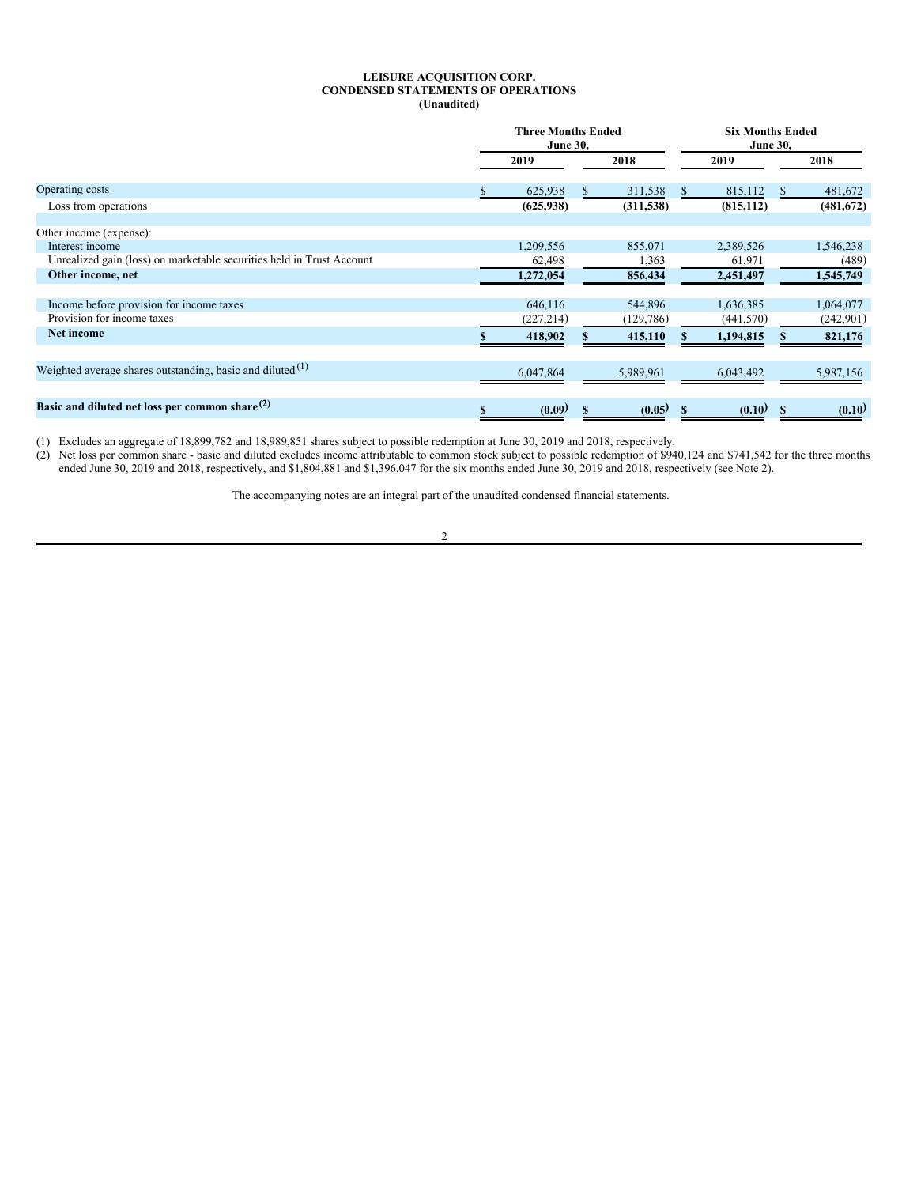# LEISURE ACQUISITION CORP.
## CONDENSED STATEMENTS OF OPERATIONS
### (Unaudited)

| | Three Months Ended June 30, | | Six Months Ended June 30, | |
|---|---|---|---|---|
| | 2019 | 2018 | 2019 | 2018 |
| Operating costs | $ 625,938 | $ 311,538 | $ 815,112 | $ 481,672 |
| Loss from operations | (625,938) | (311,538) | (815,112) | (481,672) |
| | | | | |
| Other income (expense): | | | | |
| Interest income | 1,209,556 | 855,071 | 2,389,526 | 1,546,238 |
| Unrealized gain (loss) on marketable securities held in Trust Account | 62,498 | 1,363 | 61,971 | (489) |
| **Other income, net** | **1,272,054** | **856,434** | **2,451,497** | **1,545,749** |
| | | | | |
| Income before provision for income taxes | 646,116 | 544,896 | 1,636,385 | 1,064,077 |
| Provision for income taxes | (227,214) | (129,786) | (441,570) | (242,901) |
| **Net income** | **$ 418,902** | **$ 415,110** | **$ 1,194,815** | **$ 821,176** |
| | | | | |
| Weighted average shares outstanding, basic and diluted [(1)] | 6,047,864 | 5,989,961 | 6,043,492 | 5,987,156 |
| | | | | |
| **Basic and diluted net loss per common share [(2)]** | **$ (0.09)** | **$ (0.05)** | **$ (0.10)** | **$ (0.10)** |

(1) Excludes an aggregate of 18,899,782 and 18,989,851 shares subject to possible redemption at June 30, 2019 and 2018, respectively.

(2) Net loss per common share - basic and diluted excludes income attributable to common stock subject to possible redemption of $940,124 and $741,542 for the three months ended June 30, 2019 and 2018, respectively, and $1,804,881 and $1,396,047 for the six months ended June 30, 2019 and 2018, respectively (see Note 2).

The accompanying notes are an integral part of the unaudited condensed financial statements.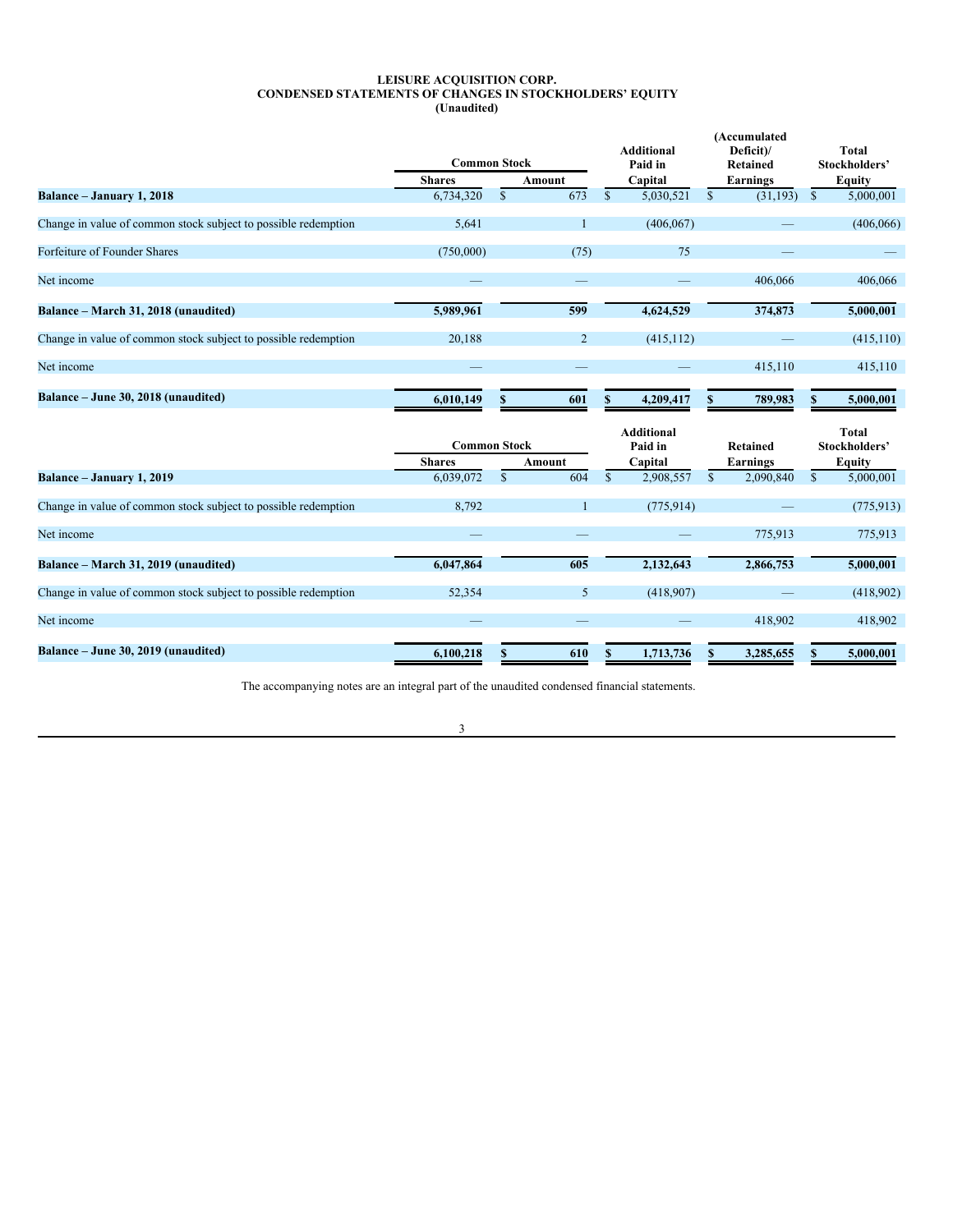# LEISURE ACQUISITION CORP.
## CONDENSED STATEMENTS OF CHANGES IN STOCKHOLDERS' EQUITY
### (Unaudited)

| | Common Stock | | Additional Paid in Capital | (Accumulated Deficit)/ Retained Earnings | Total Stockholders' Equity |
|---|---|---|---|---|---|
| | Shares | Amount | | | |
| **Balance – January 1, 2018** | 6,734,320 | $ 673 | $ 5,030,521 | $ (31,193) | $ 5,000,001 |
| Change in value of common stock subject to possible redemption | 5,641 | 1 | (406,067) | — | (406,066) |
| Forfeiture of Founder Shares | (750,000) | (75) | 75 | — | — |
| Net income | — | — | — | 406,066 | 406,066 |
| **Balance – March 31, 2018 (unaudited)** | **5,989,961** | **599** | **4,624,529** | **374,873** | **5,000,001** |
| Change in value of common stock subject to possible redemption | 20,188 | 2 | (415,112) | — | (415,110) |
| Net income | — | — | — | 415,110 | 415,110 |
| **Balance – June 30, 2018 (unaudited)** | **6,010,149** | **$ 601** | **$ 4,209,417** | **$ 789,983** | **$ 5,000,001** |

| | Common Stock | | Additional Paid in Capital | Retained Earnings | Total Stockholders' Equity |
|---|---|---|---|---|---|
| | Shares | Amount | | | |
| **Balance – January 1, 2019** | 6,039,072 | $ 604 | $ 2,908,557 | $ 2,090,840 | $ 5,000,001 |
| Change in value of common stock subject to possible redemption | 8,792 | 1 | (775,914) | — | (775,913) |
| Net income | — | — | — | 775,913 | 775,913 |
| **Balance – March 31, 2019 (unaudited)** | **6,047,864** | **605** | **2,132,643** | **2,866,753** | **5,000,001** |
| Change in value of common stock subject to possible redemption | 52,354 | 5 | (418,907) | — | (418,902) |
| Net income | — | — | — | 418,902 | 418,902 |
| **Balance – June 30, 2019 (unaudited)** | **6,100,218** | **$ 610** | **$ 1,713,736** | **$ 3,285,655** | **$ 5,000,001** |

The accompanying notes are an integral part of the unaudited condensed financial statements.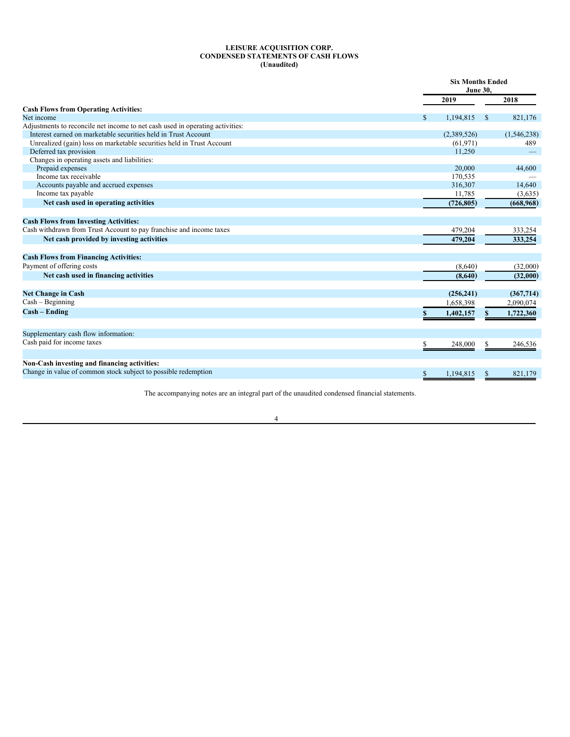# LEISURE ACQUISITION CORP.
## CONDENSED STATEMENTS OF CASH FLOWS
### (Unaudited)

| | Six Months Ended June 30, | |
|---|---|---|
| | 2019 | 2018 |
| **Cash Flows from Operating Activities:** | | |
| Net income | $ 1,194,815 | $ 821,176 |
| Adjustments to reconcile net income to net cash used in operating activities: | | |
| Interest earned on marketable securities held in Trust Account | (2,389,526) | (1,546,238) |
| Unrealized (gain) loss on marketable securities held in Trust Account | (61,971) | 489 |
| Deferred tax provision | 11,250 | — |
| Changes in operating assets and liabilities: | | |
| Prepaid expenses | 20,000 | 44,600 |
| Income tax receivable | 170,535 | — |
| Accounts payable and accrued expenses | 316,307 | 14,640 |
| Income tax payable | 11,785 | (3,635) |
| **Net cash used in operating activities** | **(726,805)** | **(668,968)** |
| | | |
| **Cash Flows from Investing Activities:** | | |
| Cash withdrawn from Trust Account to pay franchise and income taxes | 479,204 | 333,254 |
| **Net cash provided by investing activities** | **479,204** | **333,254** |
| | | |
| **Cash Flows from Financing Activities:** | | |
| Payment of offering costs | (8,640) | (32,000) |
| **Net cash used in financing activities** | **(8,640)** | **(32,000)** |
| | | |
| **Net Change in Cash** | **(256,241)** | **(367,714)** |
| Cash – Beginning | 1,658,398 | 2,090,074 |
| **Cash – Ending** | **$ 1,402,157** | **$ 1,722,360** |
| | | |
| Supplementary cash flow information: | | |
| Cash paid for income taxes | $ 248,000 | $ 246,536 |
| | | |
| **Non-Cash investing and financing activities:** | | |
| Change in value of common stock subject to possible redemption | $ 1,194,815 | $ 821,179 |

The accompanying notes are an integral part of the unaudited condensed financial statements.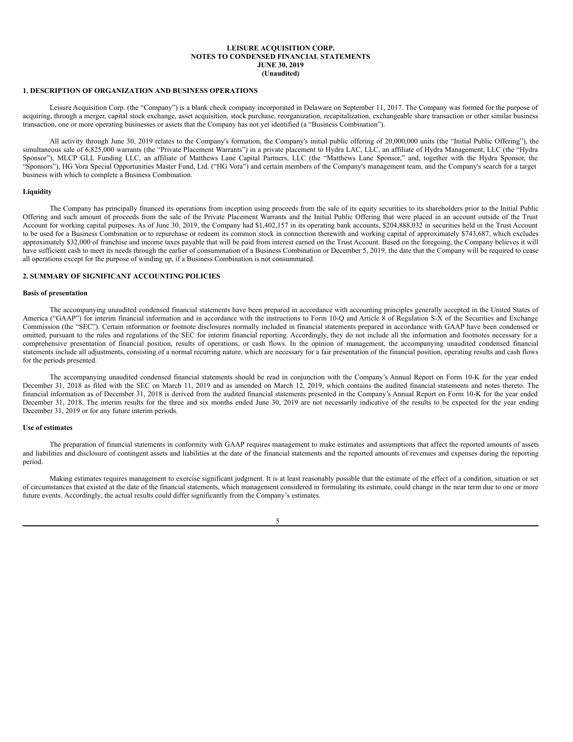**LEISURE ACQUISITION CORP.**
**NOTES TO CONDENSED FINANCIAL STATEMENTS**
**JUNE 30, 2019**
**(Unaudited)**

## 1. DESCRIPTION OF ORGANIZATION AND BUSINESS OPERATIONS

Leisure Acquisition Corp. (the "Company") is a blank check company incorporated in Delaware on September 11, 2017. The Company was formed for the purpose of acquiring, through a merger, capital stock exchange, asset acquisition, stock purchase, reorganization, recapitalization, exchangeable share transaction or other similar business transaction, one or more operating businesses or assets that the Company has not yet identified (a "Business Combination").

All activity through June 30, 2019 relates to the Company's formation, the Company's initial public offering of 20,000,000 units (the "Initial Public Offering"), the simultaneous sale of 6,825,000 warrants (the "Private Placement Warrants") in a private placement to Hydra LAC, LLC, an affiliate of Hydra Management, LLC (the "Hydra Sponsor"), MLCP GLL Funding LLC, an affiliate of Matthews Lane Capital Partners, LLC (the "Matthews Lane Sponsor," and, together with the Hydra Sponsor, the "Sponsors"), HG Vora Special Opportunities Master Fund, Ltd. ("HG Vora") and certain members of the Company's management team, and the Company's search for a target business with which to complete a Business Combination.

### Liquidity

The Company has principally financed its operations from inception using proceeds from the sale of its equity securities to its shareholders prior to the Initial Public Offering and such amount of proceeds from the sale of the Private Placement Warrants and the Initial Public Offering that were placed in an account outside of the Trust Account for working capital purposes. As of June 30, 2019, the Company had $1,402,157 in its operating bank accounts, $204,888,032 in securities held in the Trust Account to be used for a Business Combination or to repurchase or redeem its common stock in connection therewith and working capital of approximately $743,687, which excludes approximately $32,000 of franchise and income taxes payable that will be paid from interest earned on the Trust Account. Based on the foregoing, the Company believes it will have sufficient cash to meet its needs through the earlier of consummation of a Business Combination or December 5, 2019, the date that the Company will be required to cease all operations except for the purpose of winding up, if a Business Combination is not consummated.

## 2. SUMMARY OF SIGNIFICANT ACCOUNTING POLICIES

### Basis of presentation

The accompanying unaudited condensed financial statements have been prepared in accordance with accounting principles generally accepted in the United States of America ("GAAP") for interim financial information and in accordance with the instructions to Form 10-Q and Article 8 of Regulation S-X of the Securities and Exchange Commission (the "SEC"). Certain information or footnote disclosures normally included in financial statements prepared in accordance with GAAP have been condensed or omitted, pursuant to the rules and regulations of the SEC for interim financial reporting. Accordingly, they do not include all the information and footnotes necessary for a comprehensive presentation of financial position, results of operations, or cash flows. In the opinion of management, the accompanying unaudited condensed financial statements include all adjustments, consisting of a normal recurring nature, which are necessary for a fair presentation of the financial position, operating results and cash flows for the periods presented.

The accompanying unaudited condensed financial statements should be read in conjunction with the Company's Annual Report on Form 10-K for the year ended December 31, 2018 as filed with the SEC on March 11, 2019 and as amended on March 12, 2019, which contains the audited financial statements and notes thereto. The financial information as of December 31, 2018 is derived from the audited financial statements presented in the Company's Annual Report on Form 10-K for the year ended December 31, 2018. The interim results for the three and six months ended June 30, 2019 are not necessarily indicative of the results to be expected for the year ending December 31, 2019 or for any future interim periods.

### Use of estimates

The preparation of financial statements in conformity with GAAP requires management to make estimates and assumptions that affect the reported amounts of assets and liabilities and disclosure of contingent assets and liabilities at the date of the financial statements and the reported amounts of revenues and expenses during the reporting period.

Making estimates requires management to exercise significant judgment. It is at least reasonably possible that the estimate of the effect of a condition, situation or set of circumstances that existed at the date of the financial statements, which management considered in formulating its estimate, could change in the near term due to one or more future events. Accordingly, the actual results could differ significantly from the Company's estimates.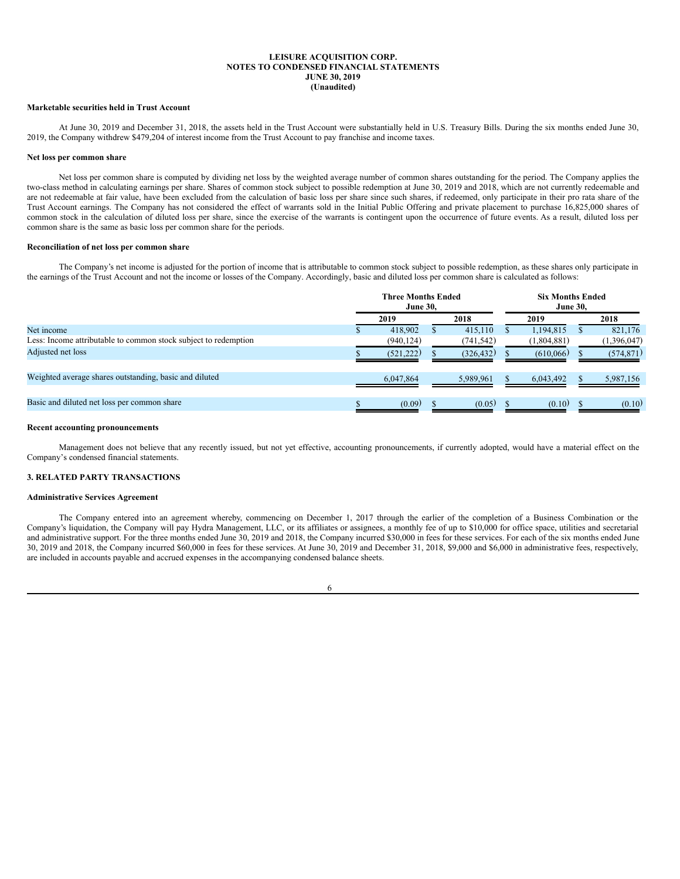**LEISURE ACQUISITION CORP.**
**NOTES TO CONDENSED FINANCIAL STATEMENTS**
**JUNE 30, 2019**
**(Unaudited)**

**Marketable securities held in Trust Account**

At June 30, 2019 and December 31, 2018, the assets held in the Trust Account were substantially held in U.S. Treasury Bills. During the six months ended June 30, 2019, the Company withdrew $479,204 of interest income from the Trust Account to pay franchise and income taxes.

**Net loss per common share**

Net loss per common share is computed by dividing net loss by the weighted average number of common shares outstanding for the period. The Company applies the two-class method in calculating earnings per share. Shares of common stock subject to possible redemption at June 30, 2019 and 2018, which are not currently redeemable and are not redeemable at fair value, have been excluded from the calculation of basic loss per share since such shares, if redeemed, only participate in their pro rata share of the Trust Account earnings. The Company has not considered the effect of warrants sold in the Initial Public Offering and private placement to purchase 16,825,000 shares of common stock in the calculation of diluted loss per share, since the exercise of the warrants is contingent upon the occurrence of future events. As a result, diluted loss per common share is the same as basic loss per common share for the periods.

**Reconciliation of net loss per common share**

The Company's net income is adjusted for the portion of income that is attributable to common stock subject to possible redemption, as these shares only participate in the earnings of the Trust Account and not the income or losses of the Company. Accordingly, basic and diluted loss per common share is calculated as follows:

| | Three Months Ended June 30, | | Six Months Ended June 30, | |
|---|---|---|---|---|
| | 2019 | 2018 | 2019 | 2018 |
| Net income | $ 418,902 | $ 415,110 | $ 1,194,815 | $ 821,176 |
| Less: Income attributable to common stock subject to redemption | (940,124) | (741,542) | (1,804,881) | (1,396,047) |
| Adjusted net loss | $ (521,222) | $ (326,432) | $ (610,066) | $ (574,871) |
| Weighted average shares outstanding, basic and diluted | 6,047,864 | 5,989,961 | $ 6,043,492 | $ 5,987,156 |
| Basic and diluted net loss per common share | $ (0.09) | $ (0.05) | $ (0.10) | $ (0.10) |

**Recent accounting pronouncements**

Management does not believe that any recently issued, but not yet effective, accounting pronouncements, if currently adopted, would have a material effect on the Company's condensed financial statements.

**3. RELATED PARTY TRANSACTIONS**

**Administrative Services Agreement**

The Company entered into an agreement whereby, commencing on December 1, 2017 through the earlier of the completion of a Business Combination or the Company's liquidation, the Company will pay Hydra Management, LLC, or its affiliates or assignees, a monthly fee of up to $10,000 for office space, utilities and secretarial and administrative support. For the three months ended June 30, 2019 and 2018, the Company incurred $30,000 in fees for these services. For each of the six months ended June 30, 2019 and 2018, the Company incurred $60,000 in fees for these services. At June 30, 2019 and December 31, 2018, $9,000 and $6,000 in administrative fees, respectively, are included in accounts payable and accrued expenses in the accompanying condensed balance sheets.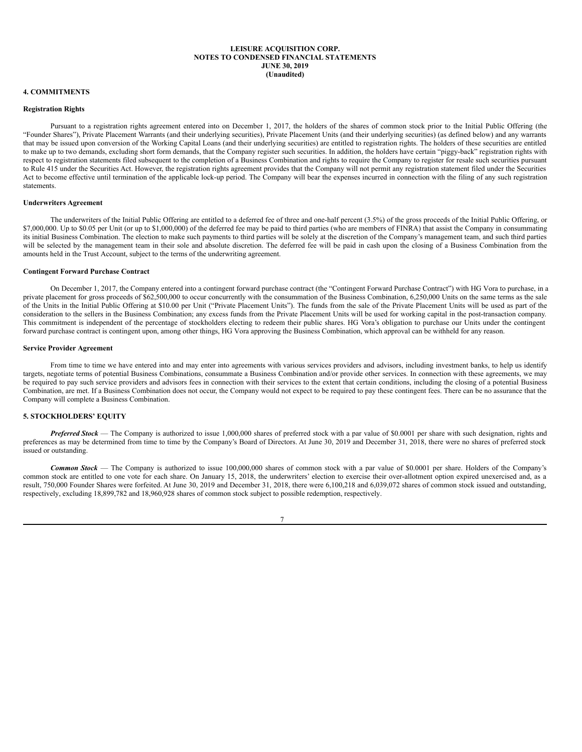**LEISURE ACQUISITION CORP.**
**NOTES TO CONDENSED FINANCIAL STATEMENTS**
**JUNE 30, 2019**
**(Unaudited)**

## 4. COMMITMENTS

### Registration Rights

Pursuant to a registration rights agreement entered into on December 1, 2017, the holders of the shares of common stock prior to the Initial Public Offering (the "Founder Shares"), Private Placement Warrants (and their underlying securities), Private Placement Units (and their underlying securities) (as defined below) and any warrants that may be issued upon conversion of the Working Capital Loans (and their underlying securities) are entitled to registration rights. The holders of these securities are entitled to make up to two demands, excluding short form demands, that the Company register such securities. In addition, the holders have certain "piggy-back" registration rights with respect to registration statements filed subsequent to the completion of a Business Combination and rights to require the Company to register for resale such securities pursuant to Rule 415 under the Securities Act. However, the registration rights agreement provides that the Company will not permit any registration statement filed under the Securities Act to become effective until termination of the applicable lock-up period. The Company will bear the expenses incurred in connection with the filing of any such registration statements.

### Underwriters Agreement

The underwriters of the Initial Public Offering are entitled to a deferred fee of three and one-half percent (3.5%) of the gross proceeds of the Initial Public Offering, or $7,000,000. Up to $0.05 per Unit (or up to $1,000,000) of the deferred fee may be paid to third parties (who are members of FINRA) that assist the Company in consummating its initial Business Combination. The election to make such payments to third parties will be solely at the discretion of the Company's management team, and such third parties will be selected by the management team in their sole and absolute discretion. The deferred fee will be paid in cash upon the closing of a Business Combination from the amounts held in the Trust Account, subject to the terms of the underwriting agreement.

### Contingent Forward Purchase Contract

On December 1, 2017, the Company entered into a contingent forward purchase contract (the "Contingent Forward Purchase Contract") with HG Vora to purchase, in a private placement for gross proceeds of $62,500,000 to occur concurrently with the consummation of the Business Combination, 6,250,000 Units on the same terms as the sale of the Units in the Initial Public Offering at $10.00 per Unit ("Private Placement Units"). The funds from the sale of the Private Placement Units will be used as part of the consideration to the sellers in the Business Combination; any excess funds from the Private Placement Units will be used for working capital in the post-transaction company. This commitment is independent of the percentage of stockholders electing to redeem their public shares. HG Vora's obligation to purchase our Units under the contingent forward purchase contract is contingent upon, among other things, HG Vora approving the Business Combination, which approval can be withheld for any reason.

### Service Provider Agreement

From time to time we have entered into and may enter into agreements with various services providers and advisors, including investment banks, to help us identify targets, negotiate terms of potential Business Combinations, consummate a Business Combination and/or provide other services. In connection with these agreements, we may be required to pay such service providers and advisors fees in connection with their services to the extent that certain conditions, including the closing of a potential Business Combination, are met. If a Business Combination does not occur, the Company would not expect to be required to pay these contingent fees. There can be no assurance that the Company will complete a Business Combination.

## 5. STOCKHOLDERS' EQUITY

***Preferred Stock*** — The Company is authorized to issue 1,000,000 shares of preferred stock with a par value of $0.0001 per share with such designation, rights and preferences as may be determined from time to time by the Company's Board of Directors. At June 30, 2019 and December 31, 2018, there were no shares of preferred stock issued or outstanding.

***Common Stock*** — The Company is authorized to issue 100,000,000 shares of common stock with a par value of $0.0001 per share. Holders of the Company's common stock are entitled to one vote for each share. On January 15, 2018, the underwriters' election to exercise their over-allotment option expired unexercised and, as a result, 750,000 Founder Shares were forfeited. At June 30, 2019 and December 31, 2018, there were 6,100,218 and 6,039,072 shares of common stock issued and outstanding, respectively, excluding 18,899,782 and 18,960,928 shares of common stock subject to possible redemption, respectively.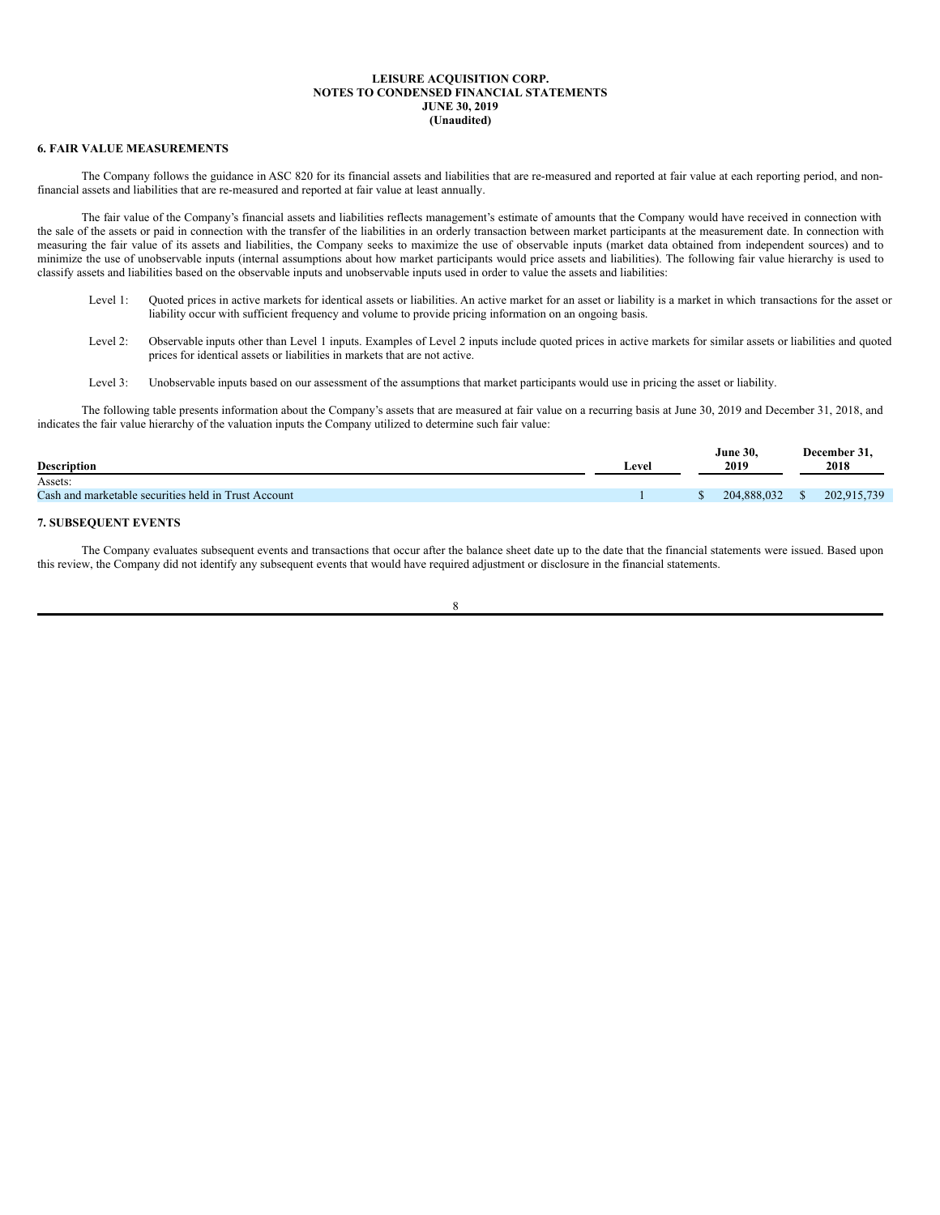**LEISURE ACQUISITION CORP.**
**NOTES TO CONDENSED FINANCIAL STATEMENTS**
**JUNE 30, 2019**
**(Unaudited)**

## 6. FAIR VALUE MEASUREMENTS

The Company follows the guidance in ASC 820 for its financial assets and liabilities that are re-measured and reported at fair value at each reporting period, and non-financial assets and liabilities that are re-measured and reported at fair value at least annually.

The fair value of the Company's financial assets and liabilities reflects management's estimate of amounts that the Company would have received in connection with the sale of the assets or paid in connection with the transfer of the liabilities in an orderly transaction between market participants at the measurement date. In connection with measuring the fair value of its assets and liabilities, the Company seeks to maximize the use of observable inputs (market data obtained from independent sources) and to minimize the use of unobservable inputs (internal assumptions about how market participants would price assets and liabilities). The following fair value hierarchy is used to classify assets and liabilities based on the observable inputs and unobservable inputs used in order to value the assets and liabilities:

- Level 1: Quoted prices in active markets for identical assets or liabilities. An active market for an asset or liability is a market in which transactions for the asset or liability occur with sufficient frequency and volume to provide pricing information on an ongoing basis.
- Level 2: Observable inputs other than Level 1 inputs. Examples of Level 2 inputs include quoted prices in active markets for similar assets or liabilities and quoted prices for identical assets or liabilities in markets that are not active.
- Level 3: Unobservable inputs based on our assessment of the assumptions that market participants would use in pricing the asset or liability.

The following table presents information about the Company's assets that are measured at fair value on a recurring basis at June 30, 2019 and December 31, 2018, and indicates the fair value hierarchy of the valuation inputs the Company utilized to determine such fair value:

| Description | Level | June 30, 2019 | December 31, 2018 |
|---|---|---|---|
| Assets: | | | |
| Cash and marketable securities held in Trust Account | 1 | $ 204,888,032 | $ 202,915,739 |

## 7. SUBSEQUENT EVENTS

The Company evaluates subsequent events and transactions that occur after the balance sheet date up to the date that the financial statements were issued. Based upon this review, the Company did not identify any subsequent events that would have required adjustment or disclosure in the financial statements.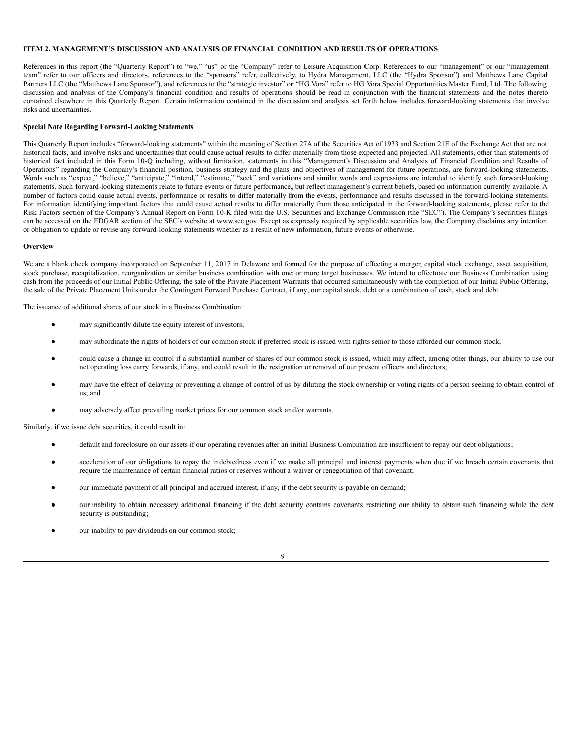## ITEM 2. MANAGEMENT'S DISCUSSION AND ANALYSIS OF FINANCIAL CONDITION AND RESULTS OF OPERATIONS

References in this report (the "Quarterly Report") to "we," "us" or the "Company" refer to Leisure Acquisition Corp. References to our "management" or our "management team" refer to our officers and directors, references to the "sponsors" refer, collectively, to Hydra Management, LLC (the "Hydra Sponsor") and Matthews Lane Capital Partners LLC (the "Matthews Lane Sponsor"), and references to the "strategic investor" or "HG Vora" refer to HG Vora Special Opportunities Master Fund, Ltd. The following discussion and analysis of the Company's financial condition and results of operations should be read in conjunction with the financial statements and the notes thereto contained elsewhere in this Quarterly Report. Certain information contained in the discussion and analysis set forth below includes forward-looking statements that involve risks and uncertainties.

### Special Note Regarding Forward-Looking Statements

This Quarterly Report includes "forward-looking statements" within the meaning of Section 27A of the Securities Act of 1933 and Section 21E of the Exchange Act that are not historical facts, and involve risks and uncertainties that could cause actual results to differ materially from those expected and projected. All statements, other than statements of historical fact included in this Form 10-Q including, without limitation, statements in this "Management's Discussion and Analysis of Financial Condition and Results of Operations" regarding the Company's financial position, business strategy and the plans and objectives of management for future operations, are forward-looking statements. Words such as "expect," "believe," "anticipate," "intend," "estimate," "seek" and variations and similar words and expressions are intended to identify such forward-looking statements. Such forward-looking statements relate to future events or future performance, but reflect management's current beliefs, based on information currently available. A number of factors could cause actual events, performance or results to differ materially from the events, performance and results discussed in the forward-looking statements. For information identifying important factors that could cause actual results to differ materially from those anticipated in the forward-looking statements, please refer to the Risk Factors section of the Company's Annual Report on Form 10-K filed with the U.S. Securities and Exchange Commission (the "SEC"). The Company's securities filings can be accessed on the EDGAR section of the SEC's website at www.sec.gov. Except as expressly required by applicable securities law, the Company disclaims any intention or obligation to update or revise any forward-looking statements whether as a result of new information, future events or otherwise.

### Overview

We are a blank check company incorporated on September 11, 2017 in Delaware and formed for the purpose of effecting a merger, capital stock exchange, asset acquisition, stock purchase, recapitalization, reorganization or similar business combination with one or more target businesses. We intend to effectuate our Business Combination using cash from the proceeds of our Initial Public Offering, the sale of the Private Placement Warrants that occurred simultaneously with the completion of our Initial Public Offering, the sale of the Private Placement Units under the Contingent Forward Purchase Contract, if any, our capital stock, debt or a combination of cash, stock and debt.

The issuance of additional shares of our stock in a Business Combination:

- may significantly dilute the equity interest of investors;
- may subordinate the rights of holders of our common stock if preferred stock is issued with rights senior to those afforded our common stock;
- could cause a change in control if a substantial number of shares of our common stock is issued, which may affect, among other things, our ability to use our net operating loss carry forwards, if any, and could result in the resignation or removal of our present officers and directors;
- may have the effect of delaying or preventing a change of control of us by diluting the stock ownership or voting rights of a person seeking to obtain control of us; and
- may adversely affect prevailing market prices for our common stock and/or warrants.

Similarly, if we issue debt securities, it could result in:

- default and foreclosure on our assets if our operating revenues after an initial Business Combination are insufficient to repay our debt obligations;
- acceleration of our obligations to repay the indebtedness even if we make all principal and interest payments when due if we breach certain covenants that require the maintenance of certain financial ratios or reserves without a waiver or renegotiation of that covenant;
- our immediate payment of all principal and accrued interest, if any, if the debt security is payable on demand;
- our inability to obtain necessary additional financing if the debt security contains covenants restricting our ability to obtain such financing while the debt security is outstanding;
- our inability to pay dividends on our common stock;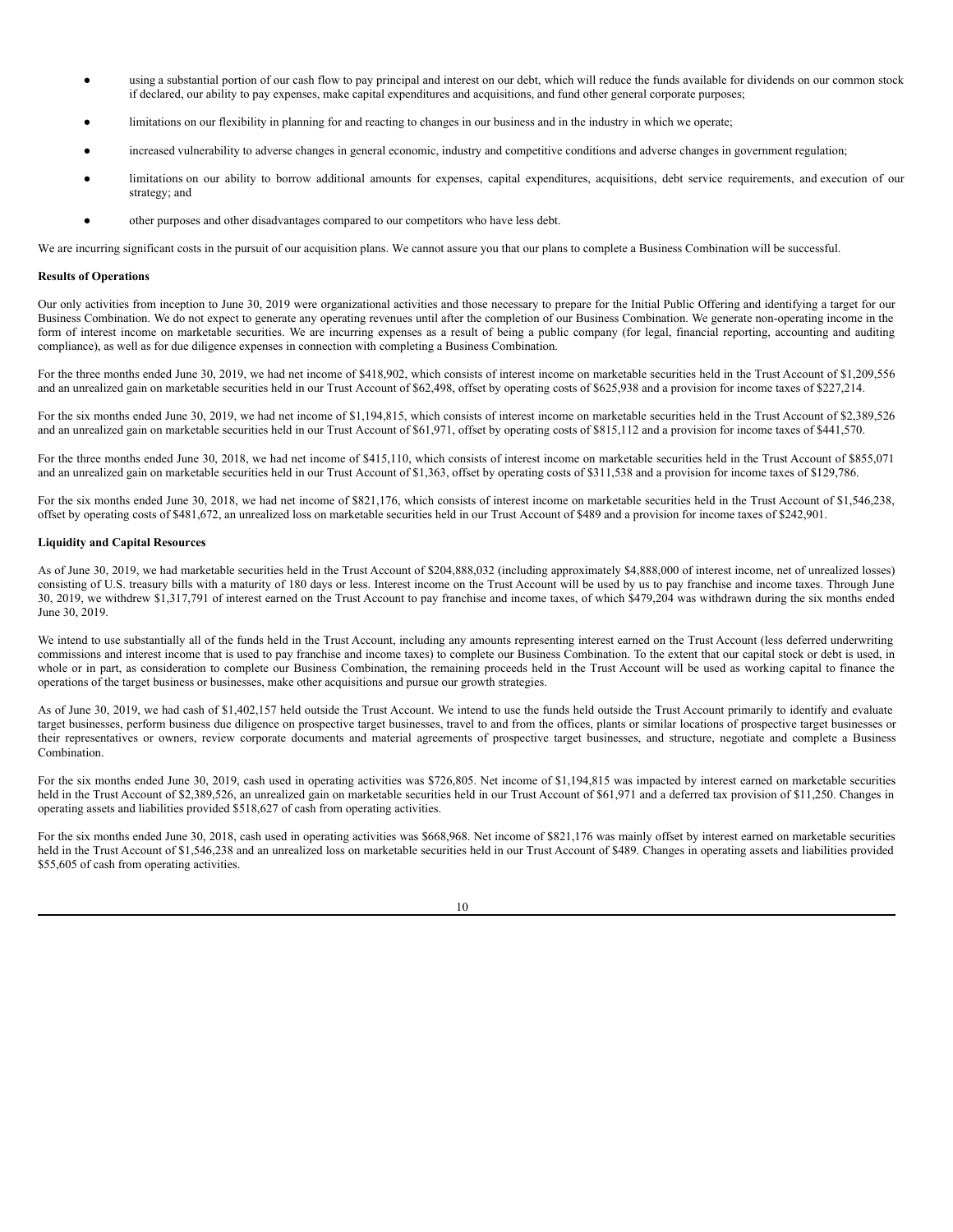- using a substantial portion of our cash flow to pay principal and interest on our debt, which will reduce the funds available for dividends on our common stock if declared, our ability to pay expenses, make capital expenditures and acquisitions, and fund other general corporate purposes;
- limitations on our flexibility in planning for and reacting to changes in our business and in the industry in which we operate;
- increased vulnerability to adverse changes in general economic, industry and competitive conditions and adverse changes in government regulation;
- limitations on our ability to borrow additional amounts for expenses, capital expenditures, acquisitions, debt service requirements, and execution of our strategy; and
- other purposes and other disadvantages compared to our competitors who have less debt.

We are incurring significant costs in the pursuit of our acquisition plans. We cannot assure you that our plans to complete a Business Combination will be successful.

**Results of Operations**

Our only activities from inception to June 30, 2019 were organizational activities and those necessary to prepare for the Initial Public Offering and identifying a target for our Business Combination. We do not expect to generate any operating revenues until after the completion of our Business Combination. We generate non-operating income in the form of interest income on marketable securities. We are incurring expenses as a result of being a public company (for legal, financial reporting, accounting and auditing compliance), as well as for due diligence expenses in connection with completing a Business Combination.

For the three months ended June 30, 2019, we had net income of $418,902, which consists of interest income on marketable securities held in the Trust Account of $1,209,556 and an unrealized gain on marketable securities held in our Trust Account of $62,498, offset by operating costs of $625,938 and a provision for income taxes of $227,214.

For the six months ended June 30, 2019, we had net income of $1,194,815, which consists of interest income on marketable securities held in the Trust Account of $2,389,526 and an unrealized gain on marketable securities held in our Trust Account of $61,971, offset by operating costs of $815,112 and a provision for income taxes of $441,570.

For the three months ended June 30, 2018, we had net income of $415,110, which consists of interest income on marketable securities held in the Trust Account of $855,071 and an unrealized gain on marketable securities held in our Trust Account of $1,363, offset by operating costs of $311,538 and a provision for income taxes of $129,786.

For the six months ended June 30, 2018, we had net income of $821,176, which consists of interest income on marketable securities held in the Trust Account of $1,546,238, offset by operating costs of $481,672, an unrealized loss on marketable securities held in our Trust Account of $489 and a provision for income taxes of $242,901.

**Liquidity and Capital Resources**

As of June 30, 2019, we had marketable securities held in the Trust Account of $204,888,032 (including approximately $4,888,000 of interest income, net of unrealized losses) consisting of U.S. treasury bills with a maturity of 180 days or less. Interest income on the Trust Account will be used by us to pay franchise and income taxes. Through June 30, 2019, we withdrew $1,317,791 of interest earned on the Trust Account to pay franchise and income taxes, of which $479,204 was withdrawn during the six months ended June 30, 2019.

We intend to use substantially all of the funds held in the Trust Account, including any amounts representing interest earned on the Trust Account (less deferred underwriting commissions and interest income that is used to pay franchise and income taxes) to complete our Business Combination. To the extent that our capital stock or debt is used, in whole or in part, as consideration to complete our Business Combination, the remaining proceeds held in the Trust Account will be used as working capital to finance the operations of the target business or businesses, make other acquisitions and pursue our growth strategies.

As of June 30, 2019, we had cash of $1,402,157 held outside the Trust Account. We intend to use the funds held outside the Trust Account primarily to identify and evaluate target businesses, perform business due diligence on prospective target businesses, travel to and from the offices, plants or similar locations of prospective target businesses or their representatives or owners, review corporate documents and material agreements of prospective target businesses, and structure, negotiate and complete a Business Combination.

For the six months ended June 30, 2019, cash used in operating activities was $726,805. Net income of $1,194,815 was impacted by interest earned on marketable securities held in the Trust Account of $2,389,526, an unrealized gain on marketable securities held in our Trust Account of $61,971 and a deferred tax provision of $11,250. Changes in operating assets and liabilities provided $518,627 of cash from operating activities.

For the six months ended June 30, 2018, cash used in operating activities was $668,968. Net income of $821,176 was mainly offset by interest earned on marketable securities held in the Trust Account of $1,546,238 and an unrealized loss on marketable securities held in our Trust Account of $489. Changes in operating assets and liabilities provided $55,605 of cash from operating activities.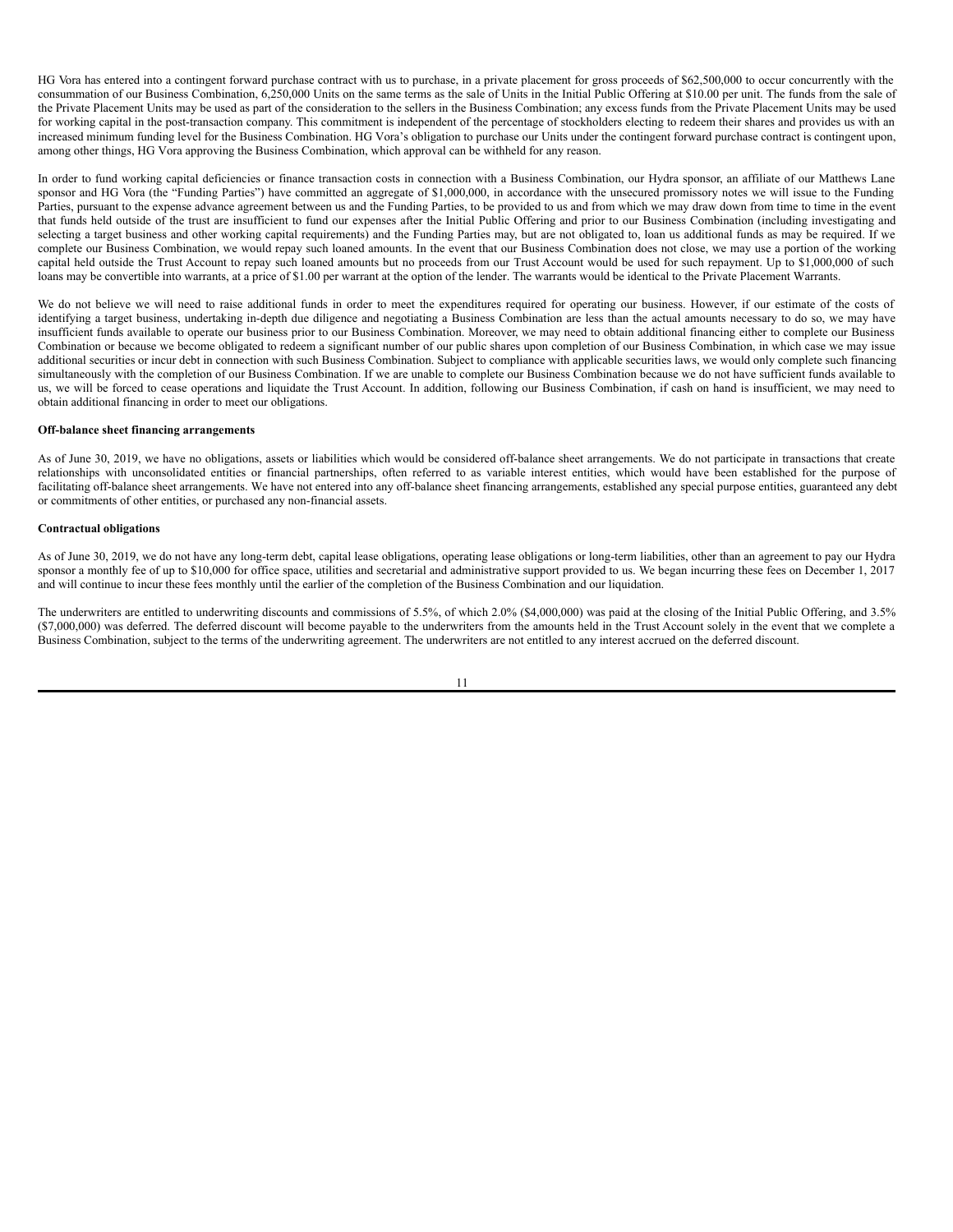HG Vora has entered into a contingent forward purchase contract with us to purchase, in a private placement for gross proceeds of $62,500,000 to occur concurrently with the consummation of our Business Combination, 6,250,000 Units on the same terms as the sale of Units in the Initial Public Offering at $10.00 per unit. The funds from the sale of the Private Placement Units may be used as part of the consideration to the sellers in the Business Combination; any excess funds from the Private Placement Units may be used for working capital in the post-transaction company. This commitment is independent of the percentage of stockholders electing to redeem their shares and provides us with an increased minimum funding level for the Business Combination. HG Vora's obligation to purchase our Units under the contingent forward purchase contract is contingent upon, among other things, HG Vora approving the Business Combination, which approval can be withheld for any reason.

In order to fund working capital deficiencies or finance transaction costs in connection with a Business Combination, our Hydra sponsor, an affiliate of our Matthews Lane sponsor and HG Vora (the "Funding Parties") have committed an aggregate of $1,000,000, in accordance with the unsecured promissory notes we will issue to the Funding Parties, pursuant to the expense advance agreement between us and the Funding Parties, to be provided to us and from which we may draw down from time to time in the event that funds held outside of the trust are insufficient to fund our expenses after the Initial Public Offering and prior to our Business Combination (including investigating and selecting a target business and other working capital requirements) and the Funding Parties may, but are not obligated to, loan us additional funds as may be required. If we complete our Business Combination, we would repay such loaned amounts. In the event that our Business Combination does not close, we may use a portion of the working capital held outside the Trust Account to repay such loaned amounts but no proceeds from our Trust Account would be used for such repayment. Up to $1,000,000 of such loans may be convertible into warrants, at a price of $1.00 per warrant at the option of the lender. The warrants would be identical to the Private Placement Warrants.

We do not believe we will need to raise additional funds in order to meet the expenditures required for operating our business. However, if our estimate of the costs of identifying a target business, undertaking in-depth due diligence and negotiating a Business Combination are less than the actual amounts necessary to do so, we may have insufficient funds available to operate our business prior to our Business Combination. Moreover, we may need to obtain additional financing either to complete our Business Combination or because we become obligated to redeem a significant number of our public shares upon completion of our Business Combination, in which case we may issue additional securities or incur debt in connection with such Business Combination. Subject to compliance with applicable securities laws, we would only complete such financing simultaneously with the completion of our Business Combination. If we are unable to complete our Business Combination because we do not have sufficient funds available to us, we will be forced to cease operations and liquidate the Trust Account. In addition, following our Business Combination, if cash on hand is insufficient, we may need to obtain additional financing in order to meet our obligations.

**Off-balance sheet financing arrangements**

As of June 30, 2019, we have no obligations, assets or liabilities which would be considered off-balance sheet arrangements. We do not participate in transactions that create relationships with unconsolidated entities or financial partnerships, often referred to as variable interest entities, which would have been established for the purpose of facilitating off-balance sheet arrangements. We have not entered into any off-balance sheet financing arrangements, established any special purpose entities, guaranteed any debt or commitments of other entities, or purchased any non-financial assets.

**Contractual obligations**

As of June 30, 2019, we do not have any long-term debt, capital lease obligations, operating lease obligations or long-term liabilities, other than an agreement to pay our Hydra sponsor a monthly fee of up to $10,000 for office space, utilities and secretarial and administrative support provided to us. We began incurring these fees on December 1, 2017 and will continue to incur these fees monthly until the earlier of the completion of the Business Combination and our liquidation.

The underwriters are entitled to underwriting discounts and commissions of 5.5%, of which 2.0% ($4,000,000) was paid at the closing of the Initial Public Offering, and 3.5% ($7,000,000) was deferred. The deferred discount will become payable to the underwriters from the amounts held in the Trust Account solely in the event that we complete a Business Combination, subject to the terms of the underwriting agreement. The underwriters are not entitled to any interest accrued on the deferred discount.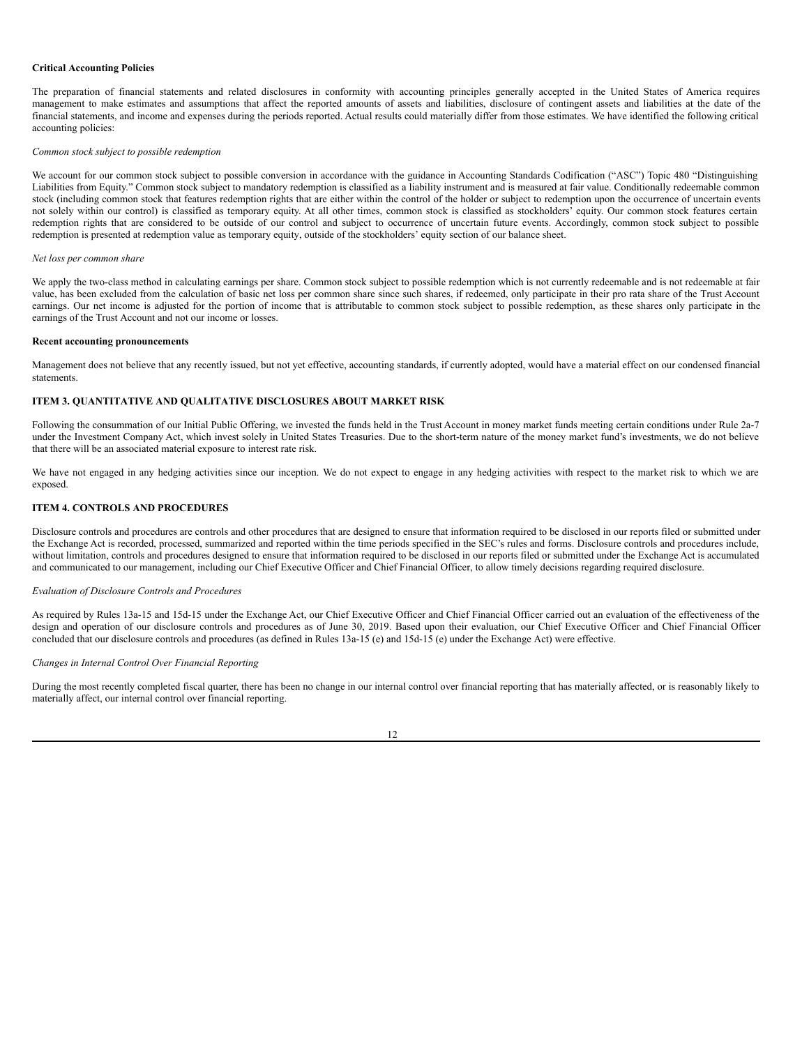**Critical Accounting Policies**

The preparation of financial statements and related disclosures in conformity with accounting principles generally accepted in the United States of America requires management to make estimates and assumptions that affect the reported amounts of assets and liabilities, disclosure of contingent assets and liabilities at the date of the financial statements, and income and expenses during the periods reported. Actual results could materially differ from those estimates. We have identified the following critical accounting policies:

*Common stock subject to possible redemption*

We account for our common stock subject to possible conversion in accordance with the guidance in Accounting Standards Codification ("ASC") Topic 480 "Distinguishing Liabilities from Equity." Common stock subject to mandatory redemption is classified as a liability instrument and is measured at fair value. Conditionally redeemable common stock (including common stock that features redemption rights that are either within the control of the holder or subject to redemption upon the occurrence of uncertain events not solely within our control) is classified as temporary equity. At all other times, common stock is classified as stockholders' equity. Our common stock features certain redemption rights that are considered to be outside of our control and subject to occurrence of uncertain future events. Accordingly, common stock subject to possible redemption is presented at redemption value as temporary equity, outside of the stockholders' equity section of our balance sheet.

*Net loss per common share*

We apply the two-class method in calculating earnings per share. Common stock subject to possible redemption which is not currently redeemable and is not redeemable at fair value, has been excluded from the calculation of basic net loss per common share since such shares, if redeemed, only participate in their pro rata share of the Trust Account earnings. Our net income is adjusted for the portion of income that is attributable to common stock subject to possible redemption, as these shares only participate in the earnings of the Trust Account and not our income or losses.

**Recent accounting pronouncements**

Management does not believe that any recently issued, but not yet effective, accounting standards, if currently adopted, would have a material effect on our condensed financial statements.

## ITEM 3. QUANTITATIVE AND QUALITATIVE DISCLOSURES ABOUT MARKET RISK

Following the consummation of our Initial Public Offering, we invested the funds held in the Trust Account in money market funds meeting certain conditions under Rule 2a-7 under the Investment Company Act, which invest solely in United States Treasuries. Due to the short-term nature of the money market fund's investments, we do not believe that there will be an associated material exposure to interest rate risk.

We have not engaged in any hedging activities since our inception. We do not expect to engage in any hedging activities with respect to the market risk to which we are exposed.

## ITEM 4. CONTROLS AND PROCEDURES

Disclosure controls and procedures are controls and other procedures that are designed to ensure that information required to be disclosed in our reports filed or submitted under the Exchange Act is recorded, processed, summarized and reported within the time periods specified in the SEC's rules and forms. Disclosure controls and procedures include, without limitation, controls and procedures designed to ensure that information required to be disclosed in our reports filed or submitted under the Exchange Act is accumulated and communicated to our management, including our Chief Executive Officer and Chief Financial Officer, to allow timely decisions regarding required disclosure.

*Evaluation of Disclosure Controls and Procedures*

As required by Rules 13a-15 and 15d-15 under the Exchange Act, our Chief Executive Officer and Chief Financial Officer carried out an evaluation of the effectiveness of the design and operation of our disclosure controls and procedures as of June 30, 2019. Based upon their evaluation, our Chief Executive Officer and Chief Financial Officer concluded that our disclosure controls and procedures (as defined in Rules 13a-15 (e) and 15d-15 (e) under the Exchange Act) were effective.

*Changes in Internal Control Over Financial Reporting*

During the most recently completed fiscal quarter, there has been no change in our internal control over financial reporting that has materially affected, or is reasonably likely to materially affect, our internal control over financial reporting.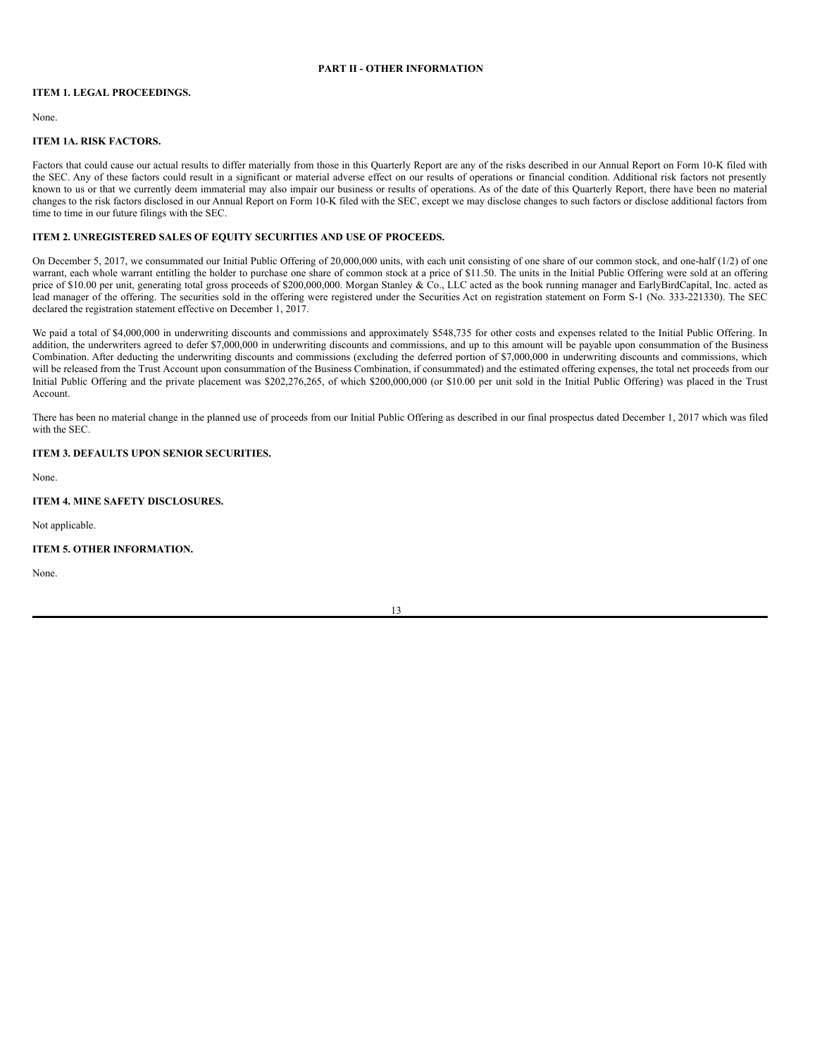## PART II - OTHER INFORMATION

### ITEM 1. LEGAL PROCEEDINGS.

None.

### ITEM 1A. RISK FACTORS.

Factors that could cause our actual results to differ materially from those in this Quarterly Report are any of the risks described in our Annual Report on Form 10-K filed with the SEC. Any of these factors could result in a significant or material adverse effect on our results of operations or financial condition. Additional risk factors not presently known to us or that we currently deem immaterial may also impair our business or results of operations. As of the date of this Quarterly Report, there have been no material changes to the risk factors disclosed in our Annual Report on Form 10-K filed with the SEC, except we may disclose changes to such factors or disclose additional factors from time to time in our future filings with the SEC.

### ITEM 2. UNREGISTERED SALES OF EQUITY SECURITIES AND USE OF PROCEEDS.

On December 5, 2017, we consummated our Initial Public Offering of 20,000,000 units, with each unit consisting of one share of our common stock, and one-half (1/2) of one warrant, each whole warrant entitling the holder to purchase one share of common stock at a price of $11.50. The units in the Initial Public Offering were sold at an offering price of $10.00 per unit, generating total gross proceeds of $200,000,000. Morgan Stanley & Co., LLC acted as the book running manager and EarlyBirdCapital, Inc. acted as lead manager of the offering. The securities sold in the offering were registered under the Securities Act on registration statement on Form S-1 (No. 333-221330). The SEC declared the registration statement effective on December 1, 2017.

We paid a total of $4,000,000 in underwriting discounts and commissions and approximately $548,735 for other costs and expenses related to the Initial Public Offering. In addition, the underwriters agreed to defer $7,000,000 in underwriting discounts and commissions, and up to this amount will be payable upon consummation of the Business Combination. After deducting the underwriting discounts and commissions (excluding the deferred portion of $7,000,000 in underwriting discounts and commissions, which will be released from the Trust Account upon consummation of the Business Combination, if consummated) and the estimated offering expenses, the total net proceeds from our Initial Public Offering and the private placement was $202,276,265, of which $200,000,000 (or $10.00 per unit sold in the Initial Public Offering) was placed in the Trust Account.

There has been no material change in the planned use of proceeds from our Initial Public Offering as described in our final prospectus dated December 1, 2017 which was filed with the SEC.

### ITEM 3. DEFAULTS UPON SENIOR SECURITIES.

None.

### ITEM 4. MINE SAFETY DISCLOSURES.

Not applicable.

### ITEM 5. OTHER INFORMATION.

None.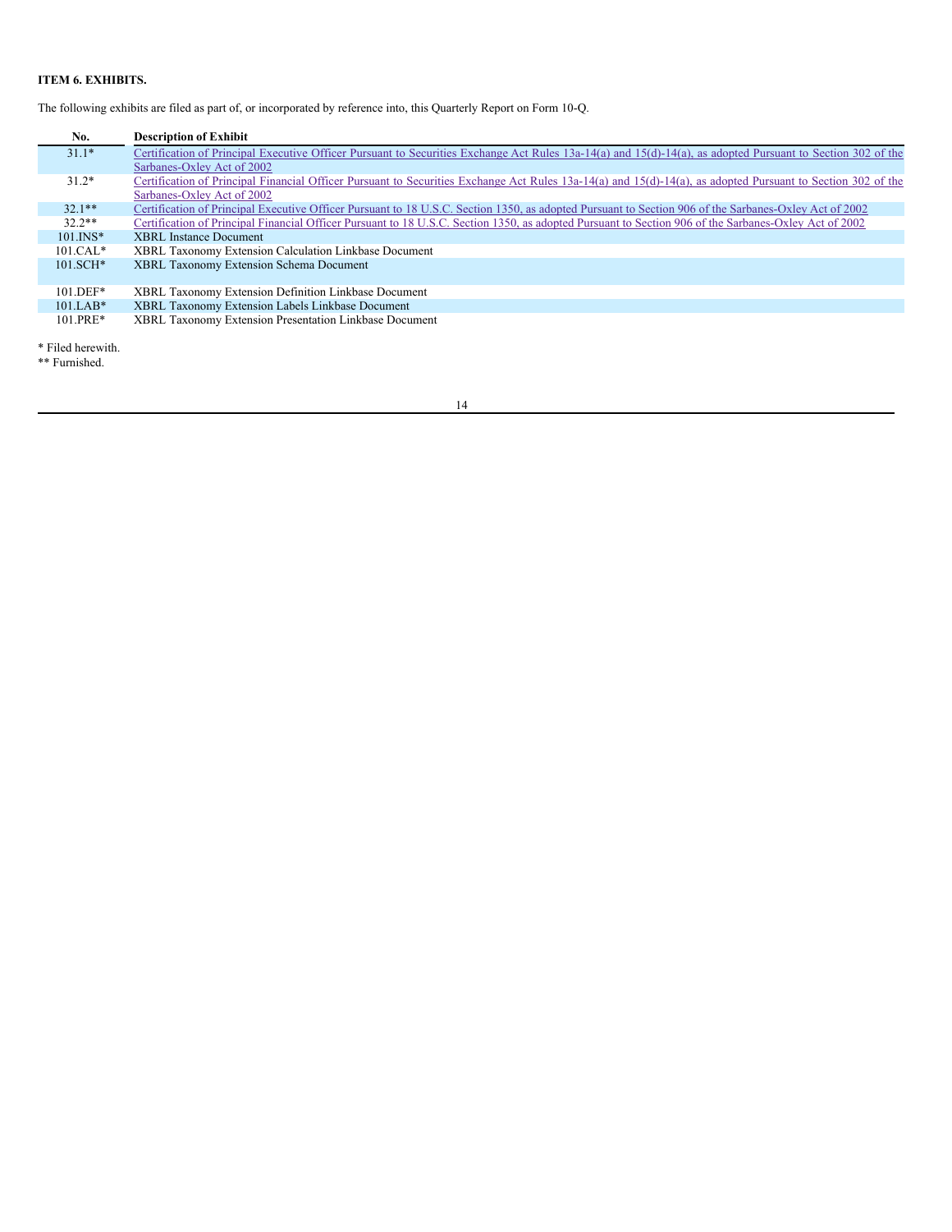**ITEM 6. EXHIBITS.**

The following exhibits are filed as part of, or incorporated by reference into, this Quarterly Report on Form 10-Q.

| No. | Description of Exhibit |
| --- | --- |
| 31.1* | Certification of Principal Executive Officer Pursuant to Securities Exchange Act Rules 13a-14(a) and 15(d)-14(a), as adopted Pursuant to Section 302 of the Sarbanes-Oxley Act of 2002 |
| 31.2* | Certification of Principal Financial Officer Pursuant to Securities Exchange Act Rules 13a-14(a) and 15(d)-14(a), as adopted Pursuant to Section 302 of the Sarbanes-Oxley Act of 2002 |
| 32.1** | Certification of Principal Executive Officer Pursuant to 18 U.S.C. Section 1350, as adopted Pursuant to Section 906 of the Sarbanes-Oxley Act of 2002 |
| 32.2** | Certification of Principal Financial Officer Pursuant to 18 U.S.C. Section 1350, as adopted Pursuant to Section 906 of the Sarbanes-Oxley Act of 2002 |
| 101.INS* | XBRL Instance Document |
| 101.CAL* | XBRL Taxonomy Extension Calculation Linkbase Document |
| 101.SCH* | XBRL Taxonomy Extension Schema Document |
| 101.DEF* | XBRL Taxonomy Extension Definition Linkbase Document |
| 101.LAB* | XBRL Taxonomy Extension Labels Linkbase Document |
| 101.PRE* | XBRL Taxonomy Extension Presentation Linkbase Document |

* Filed herewith.

** Furnished.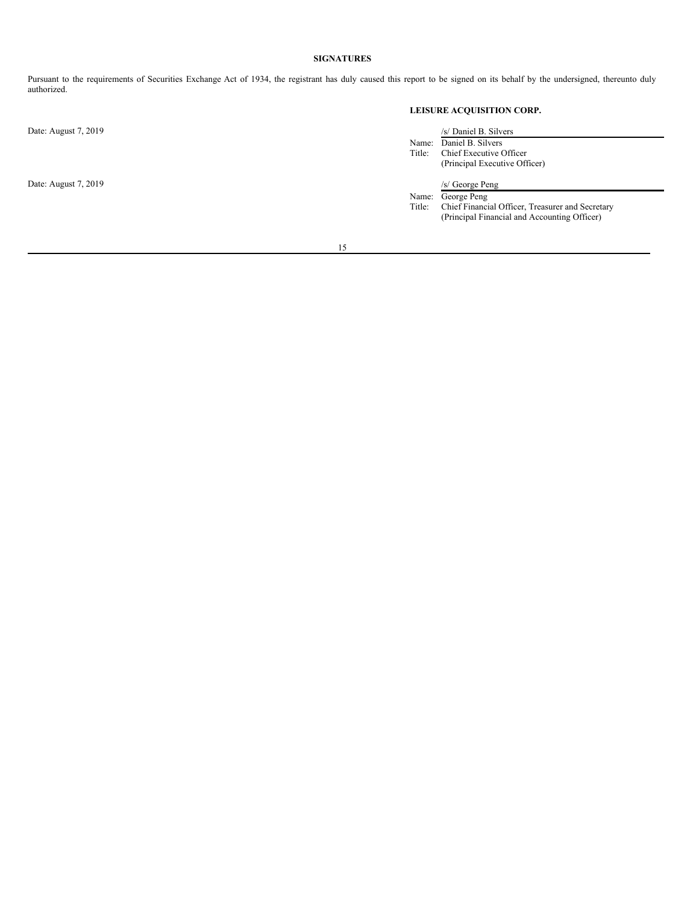## SIGNATURES

Pursuant to the requirements of Securities Exchange Act of 1934, the registrant has duly caused this report to be signed on its behalf by the undersigned, thereunto duly authorized.

**LEISURE ACQUISITION CORP.**

Date: August 7, 2019

/s/ Daniel B. Silvers

Name: Daniel B. Silvers
Title: Chief Executive Officer
(Principal Executive Officer)

Date: August 7, 2019

/s/ George Peng

Name: George Peng
Title: Chief Financial Officer, Treasurer and Secretary
(Principal Financial and Accounting Officer)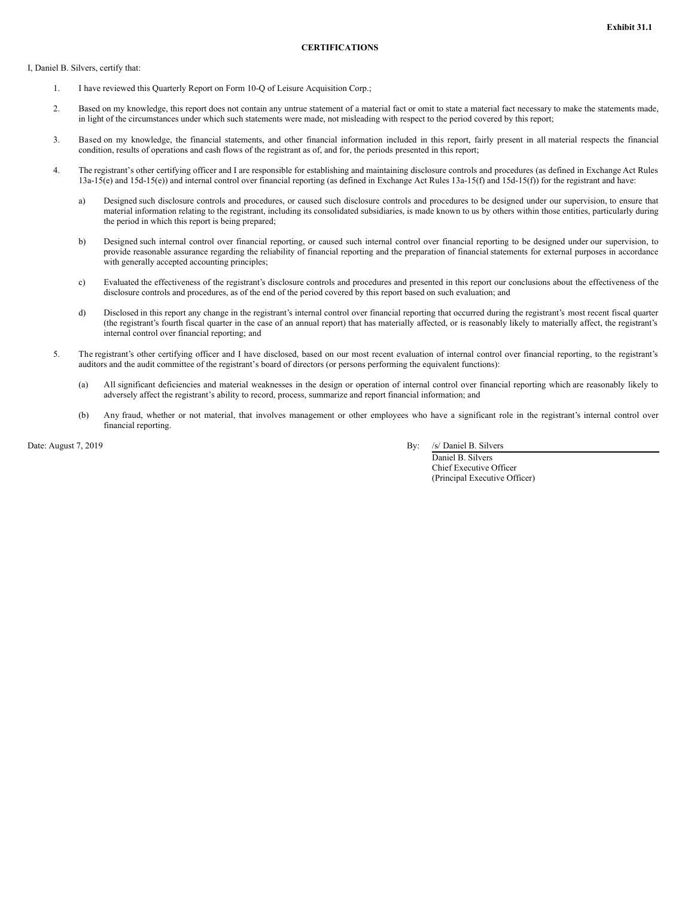**Exhibit 31.1**

**CERTIFICATIONS**

I, Daniel B. Silvers, certify that:

1. I have reviewed this Quarterly Report on Form 10-Q of Leisure Acquisition Corp.;

2. Based on my knowledge, this report does not contain any untrue statement of a material fact or omit to state a material fact necessary to make the statements made, in light of the circumstances under which such statements were made, not misleading with respect to the period covered by this report;

3. Based on my knowledge, the financial statements, and other financial information included in this report, fairly present in all material respects the financial condition, results of operations and cash flows of the registrant as of, and for, the periods presented in this report;

4. The registrant's other certifying officer and I are responsible for establishing and maintaining disclosure controls and procedures (as defined in Exchange Act Rules 13a-15(e) and 15d-15(e)) and internal control over financial reporting (as defined in Exchange Act Rules 13a-15(f) and 15d-15(f)) for the registrant and have:

   a) Designed such disclosure controls and procedures, or caused such disclosure controls and procedures to be designed under our supervision, to ensure that material information relating to the registrant, including its consolidated subsidiaries, is made known to us by others within those entities, particularly during the period in which this report is being prepared;

   b) Designed such internal control over financial reporting, or caused such internal control over financial reporting to be designed under our supervision, to provide reasonable assurance regarding the reliability of financial reporting and the preparation of financial statements for external purposes in accordance with generally accepted accounting principles;

   c) Evaluated the effectiveness of the registrant's disclosure controls and procedures and presented in this report our conclusions about the effectiveness of the disclosure controls and procedures, as of the end of the period covered by this report based on such evaluation; and

   d) Disclosed in this report any change in the registrant's internal control over financial reporting that occurred during the registrant's most recent fiscal quarter (the registrant's fourth fiscal quarter in the case of an annual report) that has materially affected, or is reasonably likely to materially affect, the registrant's internal control over financial reporting; and

5. The registrant's other certifying officer and I have disclosed, based on our most recent evaluation of internal control over financial reporting, to the registrant's auditors and the audit committee of the registrant's board of directors (or persons performing the equivalent functions):

   (a) All significant deficiencies and material weaknesses in the design or operation of internal control over financial reporting which are reasonably likely to adversely affect the registrant's ability to record, process, summarize and report financial information; and

   (b) Any fraud, whether or not material, that involves management or other employees who have a significant role in the registrant's internal control over financial reporting.

Date: August 7, 2019

By: /s/ Daniel B. Silvers
Daniel B. Silvers
Chief Executive Officer
(Principal Executive Officer)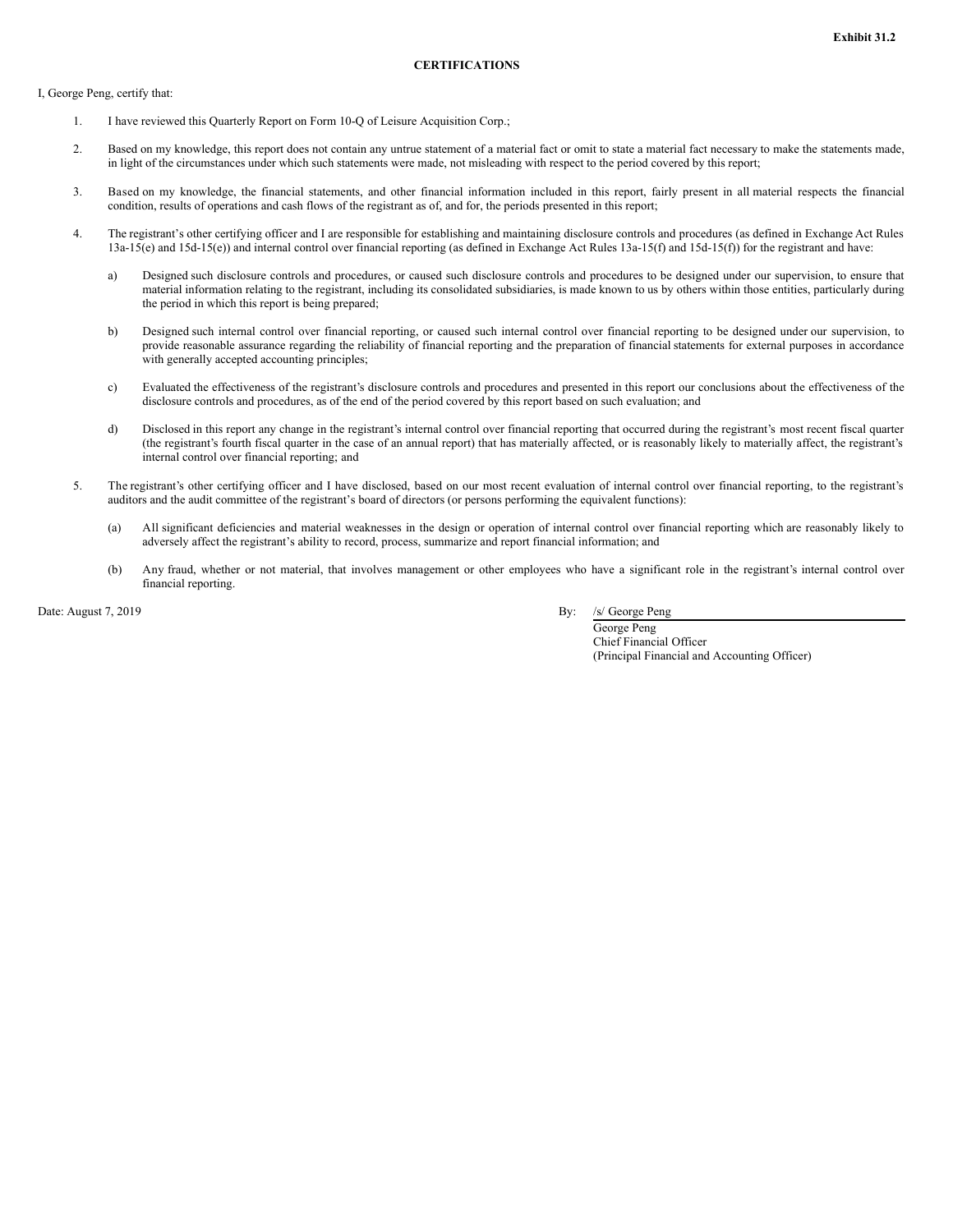**Exhibit 31.2**

**CERTIFICATIONS**

I, George Peng, certify that:

1. I have reviewed this Quarterly Report on Form 10-Q of Leisure Acquisition Corp.;

2. Based on my knowledge, this report does not contain any untrue statement of a material fact or omit to state a material fact necessary to make the statements made, in light of the circumstances under which such statements were made, not misleading with respect to the period covered by this report;

3. Based on my knowledge, the financial statements, and other financial information included in this report, fairly present in all material respects the financial condition, results of operations and cash flows of the registrant as of, and for, the periods presented in this report;

4. The registrant's other certifying officer and I are responsible for establishing and maintaining disclosure controls and procedures (as defined in Exchange Act Rules 13a-15(e) and 15d-15(e)) and internal control over financial reporting (as defined in Exchange Act Rules 13a-15(f) and 15d-15(f)) for the registrant and have:

   a) Designed such disclosure controls and procedures, or caused such disclosure controls and procedures to be designed under our supervision, to ensure that material information relating to the registrant, including its consolidated subsidiaries, is made known to us by others within those entities, particularly during the period in which this report is being prepared;

   b) Designed such internal control over financial reporting, or caused such internal control over financial reporting to be designed under our supervision, to provide reasonable assurance regarding the reliability of financial reporting and the preparation of financial statements for external purposes in accordance with generally accepted accounting principles;

   c) Evaluated the effectiveness of the registrant's disclosure controls and procedures and presented in this report our conclusions about the effectiveness of the disclosure controls and procedures, as of the end of the period covered by this report based on such evaluation; and

   d) Disclosed in this report any change in the registrant's internal control over financial reporting that occurred during the registrant's most recent fiscal quarter (the registrant's fourth fiscal quarter in the case of an annual report) that has materially affected, or is reasonably likely to materially affect, the registrant's internal control over financial reporting; and

5. The registrant's other certifying officer and I have disclosed, based on our most recent evaluation of internal control over financial reporting, to the registrant's auditors and the audit committee of the registrant's board of directors (or persons performing the equivalent functions):

   (a) All significant deficiencies and material weaknesses in the design or operation of internal control over financial reporting which are reasonably likely to adversely affect the registrant's ability to record, process, summarize and report financial information; and

   (b) Any fraud, whether or not material, that involves management or other employees who have a significant role in the registrant's internal control over financial reporting.

Date: August 7, 2019

By: /s/ George Peng
George Peng
Chief Financial Officer
(Principal Financial and Accounting Officer)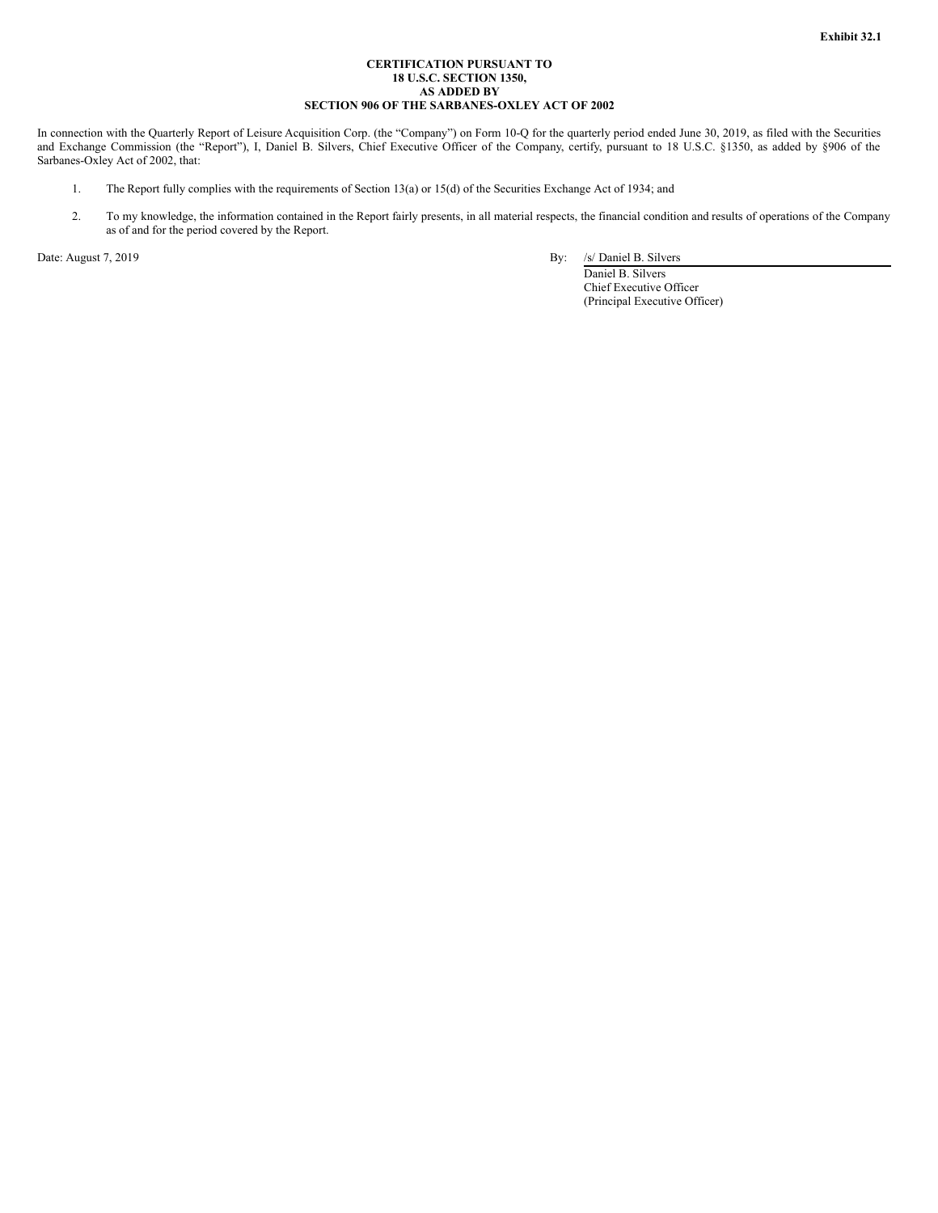**Exhibit 32.1**

**CERTIFICATION PURSUANT TO**
**18 U.S.C. SECTION 1350,**
**AS ADDED BY**
**SECTION 906 OF THE SARBANES-OXLEY ACT OF 2002**

In connection with the Quarterly Report of Leisure Acquisition Corp. (the "Company") on Form 10-Q for the quarterly period ended June 30, 2019, as filed with the Securities and Exchange Commission (the "Report"), I, Daniel B. Silvers, Chief Executive Officer of the Company, certify, pursuant to 18 U.S.C. §1350, as added by §906 of the Sarbanes-Oxley Act of 2002, that:

1. The Report fully complies with the requirements of Section 13(a) or 15(d) of the Securities Exchange Act of 1934; and

2. To my knowledge, the information contained in the Report fairly presents, in all material respects, the financial condition and results of operations of the Company as of and for the period covered by the Report.

Date: August 7, 2019

By: /s/ Daniel B. Silvers
Daniel B. Silvers
Chief Executive Officer
(Principal Executive Officer)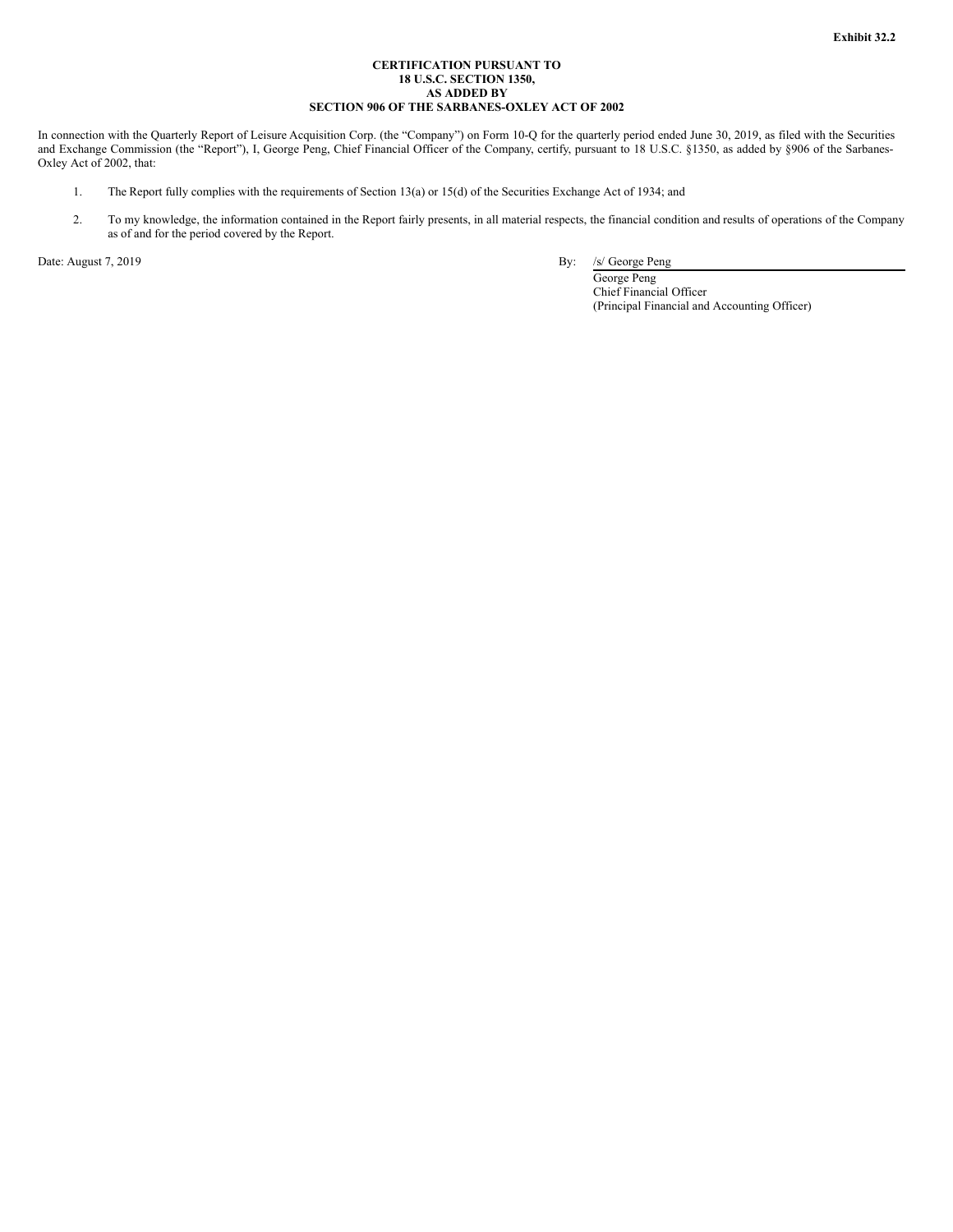**Exhibit 32.2**

**CERTIFICATION PURSUANT TO**
**18 U.S.C. SECTION 1350,**
**AS ADDED BY**
**SECTION 906 OF THE SARBANES-OXLEY ACT OF 2002**

In connection with the Quarterly Report of Leisure Acquisition Corp. (the "Company") on Form 10-Q for the quarterly period ended June 30, 2019, as filed with the Securities and Exchange Commission (the "Report"), I, George Peng, Chief Financial Officer of the Company, certify, pursuant to 18 U.S.C. §1350, as added by §906 of the Sarbanes-Oxley Act of 2002, that:

1. The Report fully complies with the requirements of Section 13(a) or 15(d) of the Securities Exchange Act of 1934; and

2. To my knowledge, the information contained in the Report fairly presents, in all material respects, the financial condition and results of operations of the Company as of and for the period covered by the Report.

Date: August 7, 2019

By: /s/ George Peng
George Peng
Chief Financial Officer
(Principal Financial and Accounting Officer)